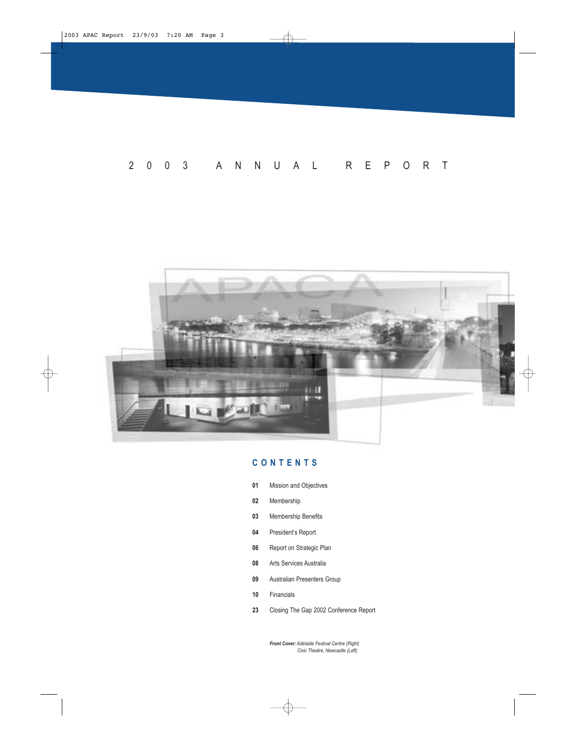# 2003 ANNUAL REPORT

## CONTENTS

| | |
|---|---|
| **01** | Mission and Objectives |
| **02** | Membership |
| **03** | Membership Benefits |
| **04** | President's Report |
| **06** | Report on Strategic Plan |
| **08** | Arts Services Australia |
| **09** | Australian Presenters Group |
| **10** | Financials |
| **23** | Closing The Gap 2002 Conference Report |

***Front Cover:*** *Adelaide Festival Centre (Right)*
*Civic Theatre, Newcastle (Left)*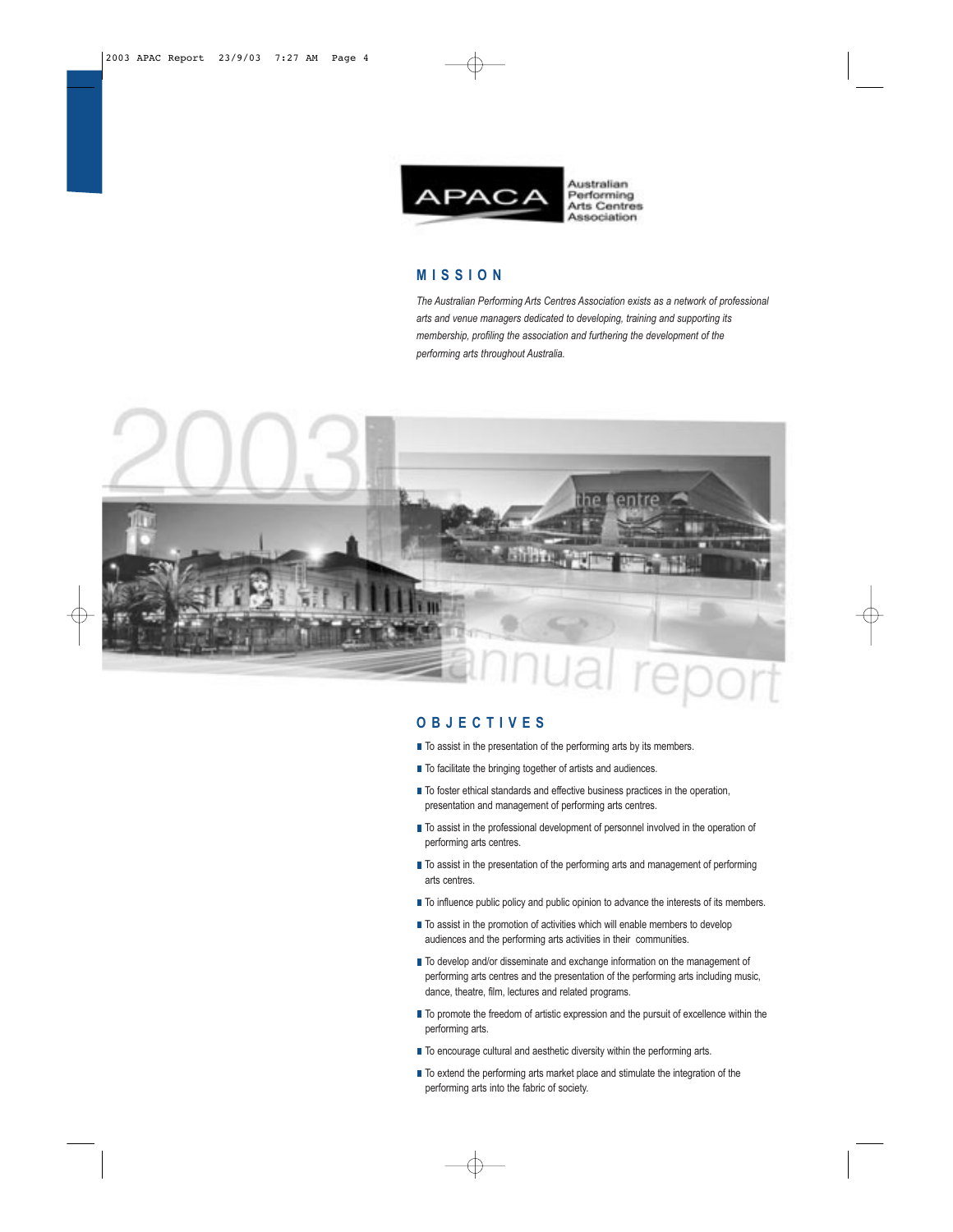APACA Australian Performing Arts Centres Association

## MISSION

*The Australian Performing Arts Centres Association exists as a network of professional arts and venue managers dedicated to developing, training and supporting its membership, profiling the association and furthering the development of the performing arts throughout Australia.*

2003 annual report

## OBJECTIVES

- To assist in the presentation of the performing arts by its members.
- To facilitate the bringing together of artists and audiences.
- To foster ethical standards and effective business practices in the operation, presentation and management of performing arts centres.
- To assist in the professional development of personnel involved in the operation of performing arts centres.
- To assist in the presentation of the performing arts and management of performing arts centres.
- To influence public policy and public opinion to advance the interests of its members.
- To assist in the promotion of activities which will enable members to develop audiences and the performing arts activities in their communities.
- To develop and/or disseminate and exchange information on the management of performing arts centres and the presentation of the performing arts including music, dance, theatre, film, lectures and related programs.
- To promote the freedom of artistic expression and the pursuit of excellence within the performing arts.
- To encourage cultural and aesthetic diversity within the performing arts.
- To extend the performing arts market place and stimulate the integration of the performing arts into the fabric of society.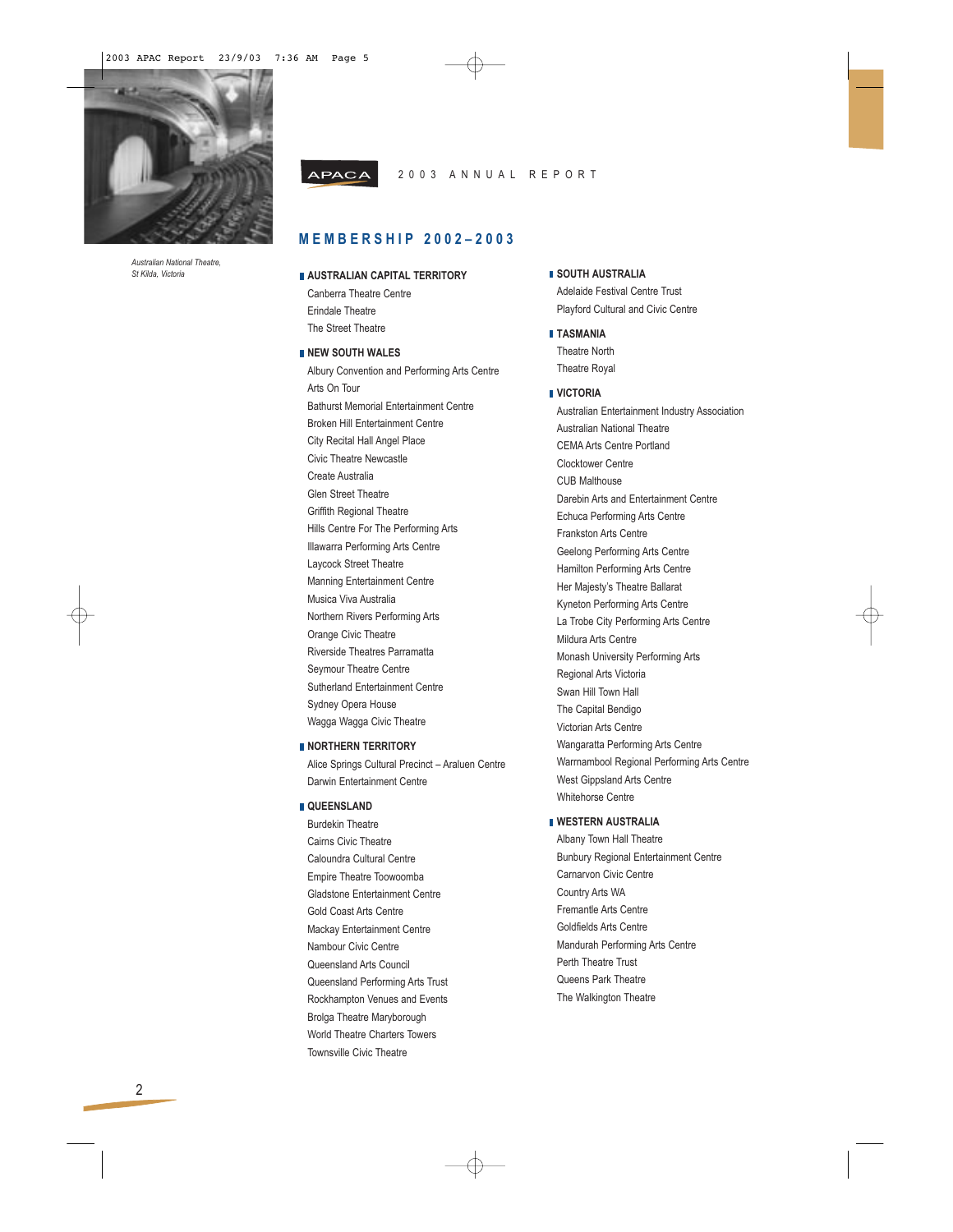*Australian National Theatre, St Kilda, Victoria*

APACA 2003 ANNUAL REPORT

# MEMBERSHIP 2002–2003

## AUSTRALIAN CAPITAL TERRITORY

- Canberra Theatre Centre
- Erindale Theatre
- The Street Theatre

## NEW SOUTH WALES

- Albury Convention and Performing Arts Centre
- Arts On Tour
- Bathurst Memorial Entertainment Centre
- Broken Hill Entertainment Centre
- City Recital Hall Angel Place
- Civic Theatre Newcastle
- Create Australia
- Glen Street Theatre
- Griffith Regional Theatre
- Hills Centre For The Performing Arts
- Illawarra Performing Arts Centre
- Laycock Street Theatre
- Manning Entertainment Centre
- Musica Viva Australia
- Northern Rivers Performing Arts
- Orange Civic Theatre
- Riverside Theatres Parramatta
- Seymour Theatre Centre
- Sutherland Entertainment Centre
- Sydney Opera House
- Wagga Wagga Civic Theatre

## NORTHERN TERRITORY

- Alice Springs Cultural Precinct – Araluen Centre
- Darwin Entertainment Centre

## QUEENSLAND

- Burdekin Theatre
- Cairns Civic Theatre
- Caloundra Cultural Centre
- Empire Theatre Toowoomba
- Gladstone Entertainment Centre
- Gold Coast Arts Centre
- Mackay Entertainment Centre
- Nambour Civic Centre
- Queensland Arts Council
- Queensland Performing Arts Trust
- Rockhampton Venues and Events
- Brolga Theatre Maryborough
- World Theatre Charters Towers
- Townsville Civic Theatre

## SOUTH AUSTRALIA

- Adelaide Festival Centre Trust
- Playford Cultural and Civic Centre

## TASMANIA

- Theatre North
- Theatre Royal

## VICTORIA

- Australian Entertainment Industry Association
- Australian National Theatre
- CEMA Arts Centre Portland
- Clocktower Centre
- CUB Malthouse
- Darebin Arts and Entertainment Centre
- Echuca Performing Arts Centre
- Frankston Arts Centre
- Geelong Performing Arts Centre
- Hamilton Performing Arts Centre
- Her Majesty's Theatre Ballarat
- Kyneton Performing Arts Centre
- La Trobe City Performing Arts Centre
- Mildura Arts Centre
- Monash University Performing Arts
- Regional Arts Victoria
- Swan Hill Town Hall
- The Capital Bendigo
- Victorian Arts Centre
- Wangaratta Performing Arts Centre
- Warrnambool Regional Performing Arts Centre
- West Gippsland Arts Centre
- Whitehorse Centre

## WESTERN AUSTRALIA

- Albany Town Hall Theatre
- Bunbury Regional Entertainment Centre
- Carnarvon Civic Centre
- Country Arts WA
- Fremantle Arts Centre
- Goldfields Arts Centre
- Mandurah Performing Arts Centre
- Perth Theatre Trust
- Queens Park Theatre
- The Walkington Theatre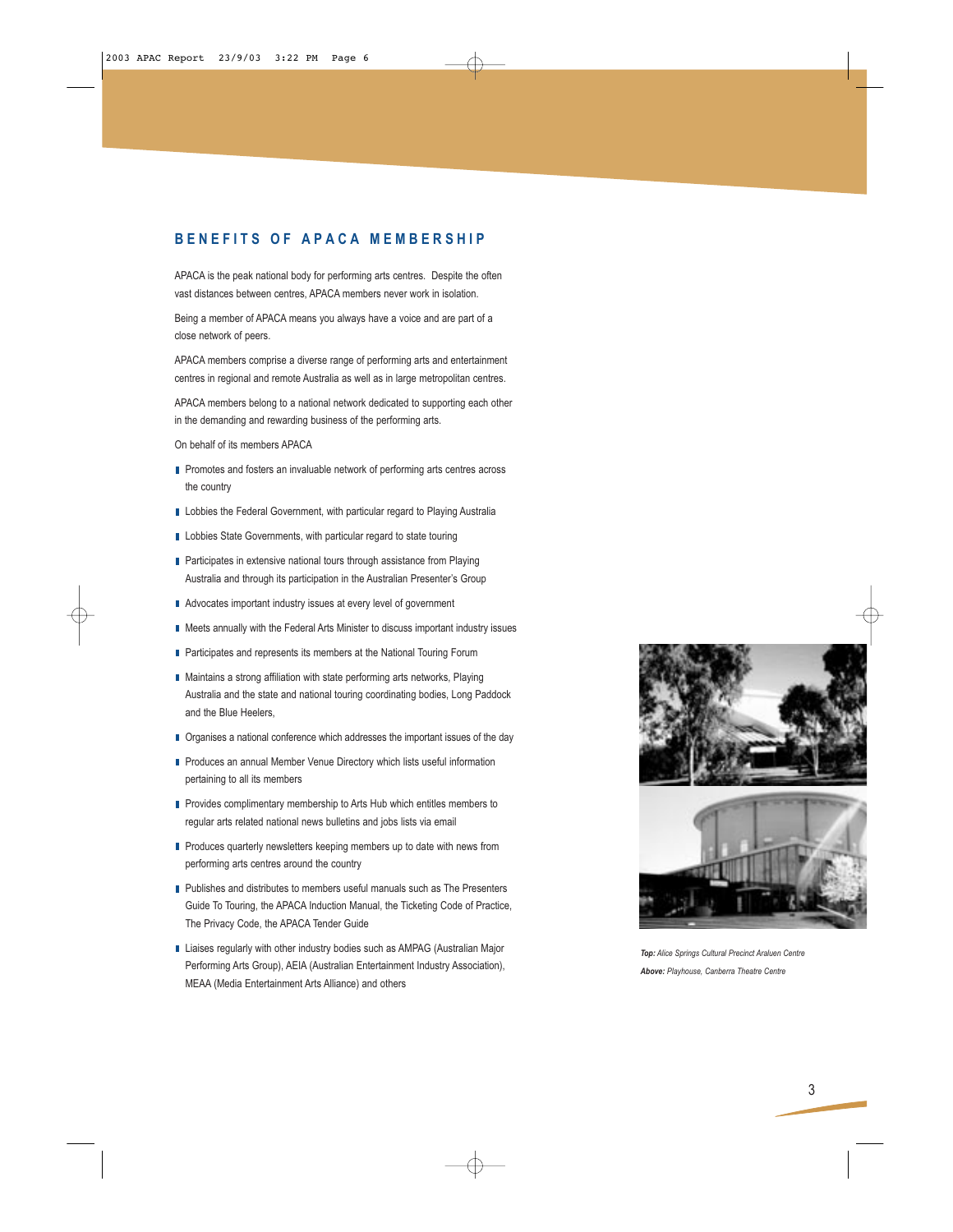## BENEFITS OF APACA MEMBERSHIP

APACA is the peak national body for performing arts centres. Despite the often vast distances between centres, APACA members never work in isolation.

Being a member of APACA means you always have a voice and are part of a close network of peers.

APACA members comprise a diverse range of performing arts and entertainment centres in regional and remote Australia as well as in large metropolitan centres.

APACA members belong to a national network dedicated to supporting each other in the demanding and rewarding business of the performing arts.

On behalf of its members APACA

- Promotes and fosters an invaluable network of performing arts centres across the country
- Lobbies the Federal Government, with particular regard to Playing Australia
- Lobbies State Governments, with particular regard to state touring
- Participates in extensive national tours through assistance from Playing Australia and through its participation in the Australian Presenter's Group
- Advocates important industry issues at every level of government
- Meets annually with the Federal Arts Minister to discuss important industry issues
- Participates and represents its members at the National Touring Forum
- Maintains a strong affiliation with state performing arts networks, Playing Australia and the state and national touring coordinating bodies, Long Paddock and the Blue Heelers,
- Organises a national conference which addresses the important issues of the day
- Produces an annual Member Venue Directory which lists useful information pertaining to all its members
- Provides complimentary membership to Arts Hub which entitles members to regular arts related national news bulletins and jobs lists via email
- Produces quarterly newsletters keeping members up to date with news from performing arts centres around the country
- Publishes and distributes to members useful manuals such as The Presenters Guide To Touring, the APACA Induction Manual, the Ticketing Code of Practice, The Privacy Code, the APACA Tender Guide
- Liaises regularly with other industry bodies such as AMPAG (Australian Major Performing Arts Group), AEIA (Australian Entertainment Industry Association), MEAA (Media Entertainment Arts Alliance) and others

***Top:*** *Alice Springs Cultural Precinct Araluen Centre*

***Above:*** *Playhouse, Canberra Theatre Centre*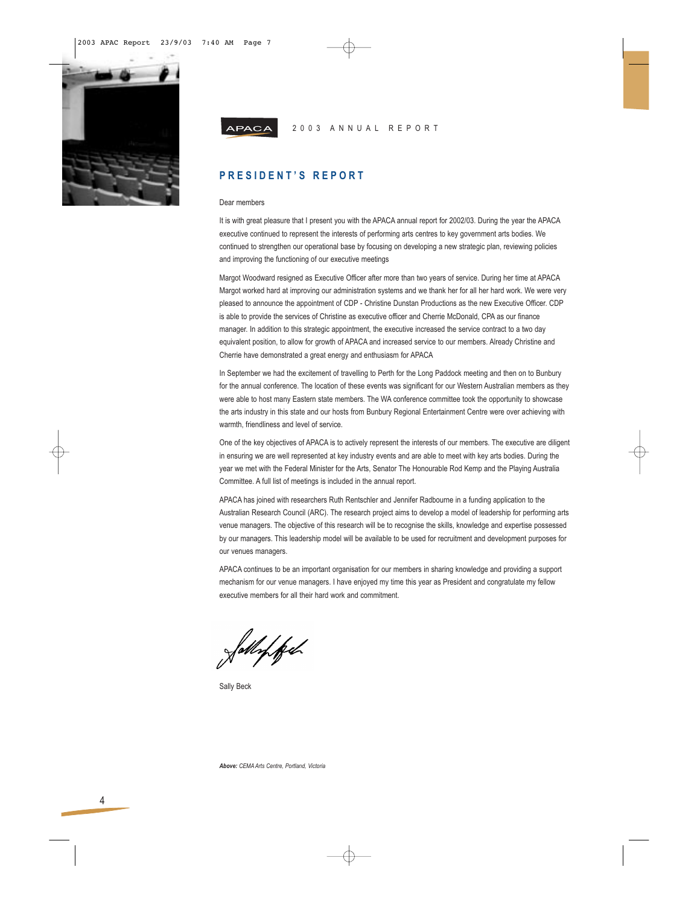APACA 2003 ANNUAL REPORT

## PRESIDENT'S REPORT

Dear members

It is with great pleasure that I present you with the APACA annual report for 2002/03. During the year the APACA executive continued to represent the interests of performing arts centres to key government arts bodies. We continued to strengthen our operational base by focusing on developing a new strategic plan, reviewing policies and improving the functioning of our executive meetings

Margot Woodward resigned as Executive Officer after more than two years of service. During her time at APACA Margot worked hard at improving our administration systems and we thank her for all her hard work. We were very pleased to announce the appointment of CDP - Christine Dunstan Productions as the new Executive Officer. CDP is able to provide the services of Christine as executive officer and Cherrie McDonald, CPA as our finance manager. In addition to this strategic appointment, the executive increased the service contract to a two day equivalent position, to allow for growth of APACA and increased service to our members. Already Christine and Cherrie have demonstrated a great energy and enthusiasm for APACA

In September we had the excitement of travelling to Perth for the Long Paddock meeting and then on to Bunbury for the annual conference. The location of these events was significant for our Western Australian members as they were able to host many Eastern state members. The WA conference committee took the opportunity to showcase the arts industry in this state and our hosts from Bunbury Regional Entertainment Centre were over achieving with warmth, friendliness and level of service.

One of the key objectives of APACA is to actively represent the interests of our members. The executive are diligent in ensuring we are well represented at key industry events and are able to meet with key arts bodies. During the year we met with the Federal Minister for the Arts, Senator The Honourable Rod Kemp and the Playing Australia Committee. A full list of meetings is included in the annual report.

APACA has joined with researchers Ruth Rentschler and Jennifer Radbourne in a funding application to the Australian Research Council (ARC). The research project aims to develop a model of leadership for performing arts venue managers. The objective of this research will be to recognise the skills, knowledge and expertise possessed by our managers. This leadership model will be available to be used for recruitment and development purposes for our venues managers.

APACA continues to be an important organisation for our members in sharing knowledge and providing a support mechanism for our venue managers. I have enjoyed my time this year as President and congratulate my fellow executive members for all their hard work and commitment.

Sally Beck

***Above:*** *CEMA Arts Centre, Portland, Victoria*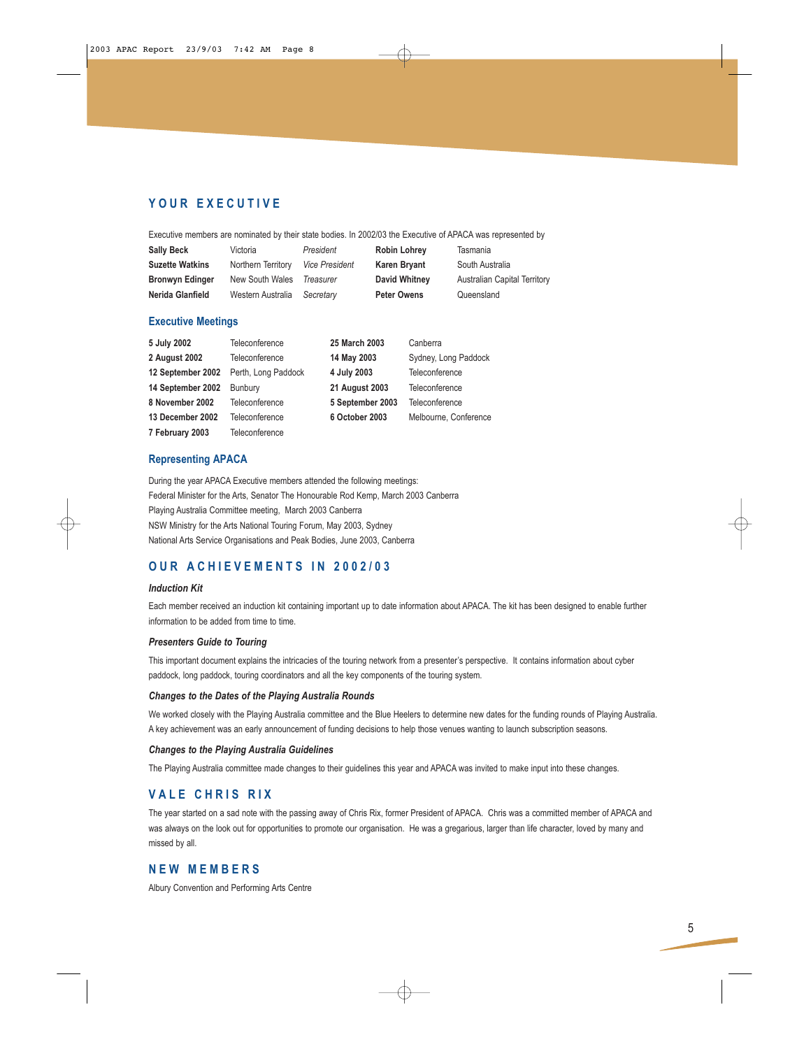## YOUR EXECUTIVE

Executive members are nominated by their state bodies. In 2002/03 the Executive of APACA was represented by

| | | | | |
|---|---|---|---|---|
| **Sally Beck** | Victoria | *President* | **Robin Lohrey** | Tasmania |
| **Suzette Watkins** | Northern Territory | *Vice President* | **Karen Bryant** | South Australia |
| **Bronwyn Edinger** | New South Wales | *Treasurer* | **David Whitney** | Australian Capital Territory |
| **Nerida Glanfield** | Western Australia | *Secretary* | **Peter Owens** | Queensland |

### Executive Meetings

| | | | |
|---|---|---|---|
| **5 July 2002** | Teleconference | **25 March 2003** | Canberra |
| **2 August 2002** | Teleconference | **14 May 2003** | Sydney, Long Paddock |
| **12 September 2002** | Perth, Long Paddock | **4 July 2003** | Teleconference |
| **14 September 2002** | Bunbury | **21 August 2003** | Teleconference |
| **8 November 2002** | Teleconference | **5 September 2003** | Teleconference |
| **13 December 2002** | Teleconference | **6 October 2003** | Melbourne, Conference |
| **7 February 2003** | Teleconference | | |

### Representing APACA

During the year APACA Executive members attended the following meetings:
Federal Minister for the Arts, Senator The Honourable Rod Kemp, March 2003 Canberra
Playing Australia Committee meeting, March 2003 Canberra
NSW Ministry for the Arts National Touring Forum, May 2003, Sydney
National Arts Service Organisations and Peak Bodies, June 2003, Canberra

## OUR ACHIEVEMENTS IN 2002/03

#### *Induction Kit*

Each member received an induction kit containing important up to date information about APACA. The kit has been designed to enable further information to be added from time to time.

#### *Presenters Guide to Touring*

This important document explains the intricacies of the touring network from a presenter's perspective. It contains information about cyber paddock, long paddock, touring coordinators and all the key components of the touring system.

#### *Changes to the Dates of the Playing Australia Rounds*

We worked closely with the Playing Australia committee and the Blue Heelers to determine new dates for the funding rounds of Playing Australia. A key achievement was an early announcement of funding decisions to help those venues wanting to launch subscription seasons.

#### *Changes to the Playing Australia Guidelines*

The Playing Australia committee made changes to their guidelines this year and APACA was invited to make input into these changes.

## VALE CHRIS RIX

The year started on a sad note with the passing away of Chris Rix, former President of APACA. Chris was a committed member of APACA and was always on the look out for opportunities to promote our organisation. He was a gregarious, larger than life character, loved by many and missed by all.

## NEW MEMBERS

Albury Convention and Performing Arts Centre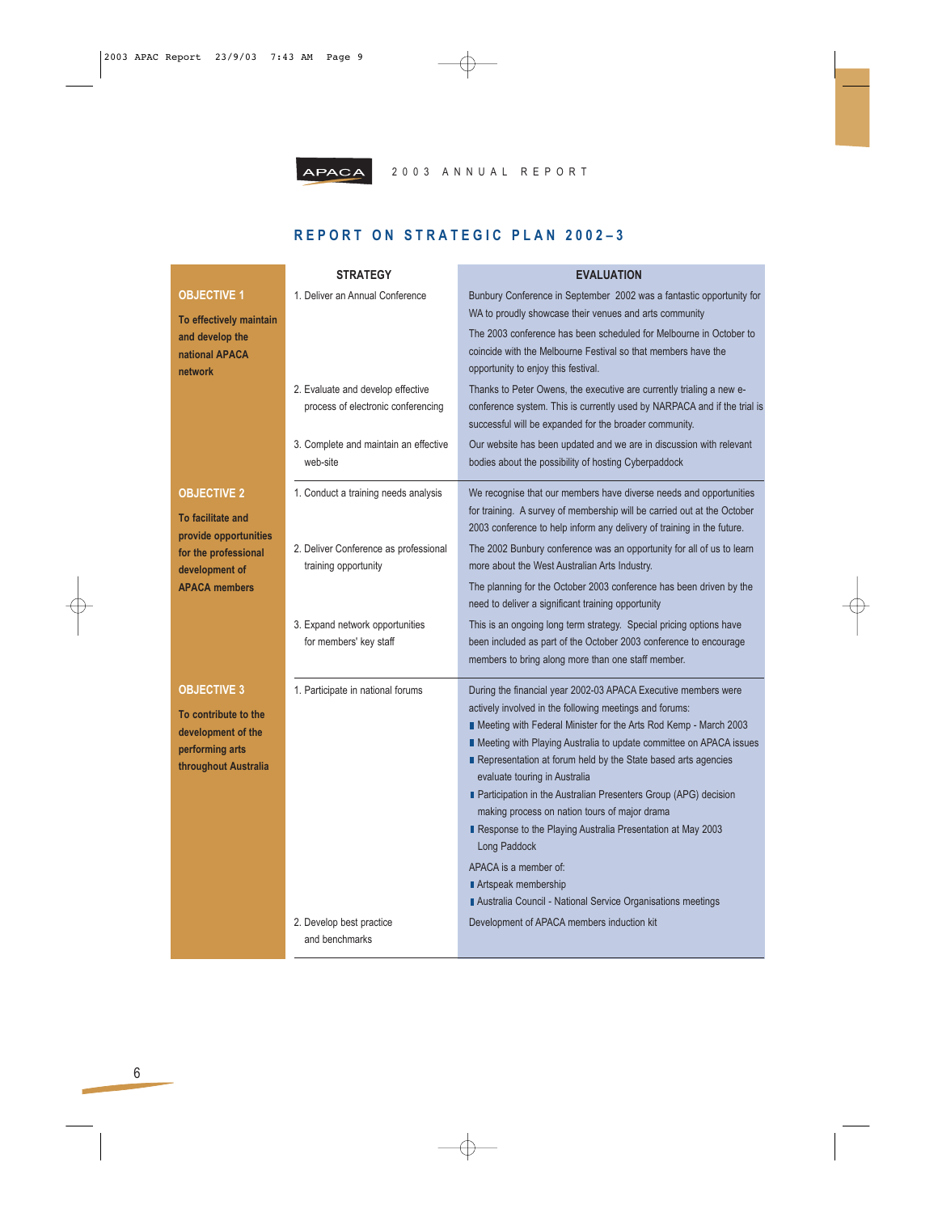## REPORT ON STRATEGIC PLAN 2002–3

| | STRATEGY | EVALUATION |
|---|---|---|
| **OBJECTIVE 1** **To effectively maintain and develop the national APACA network** | 1. Deliver an Annual Conference | Bunbury Conference in September 2002 was a fantastic opportunity for WA to proudly showcase their venues and arts community. The 2003 conference has been scheduled for Melbourne in October to coincide with the Melbourne Festival so that members have the opportunity to enjoy this festival. |
| | 2. Evaluate and develop effective process of electronic conferencing | Thanks to Peter Owens, the executive are currently trialing a new e-conference system. This is currently used by NARPACA and if the trial is successful will be expanded for the broader community. |
| | 3. Complete and maintain an effective web-site | Our website has been updated and we are in discussion with relevant bodies about the possibility of hosting Cyberpaddock |
| **OBJECTIVE 2** **To facilitate and provide opportunities for the professional development of APACA members** | 1. Conduct a training needs analysis | We recognise that our members have diverse needs and opportunities for training. A survey of membership will be carried out at the October 2003 conference to help inform any delivery of training in the future. |
| | 2. Deliver Conference as professional training opportunity | The 2002 Bunbury conference was an opportunity for all of us to learn more about the West Australian Arts Industry. The planning for the October 2003 conference has been driven by the need to deliver a significant training opportunity |
| | 3. Expand network opportunities for members' key staff | This is an ongoing long term strategy. Special pricing options have been included as part of the October 2003 conference to encourage members to bring along more than one staff member. |
| **OBJECTIVE 3** **To contribute to the development of the performing arts throughout Australia** | 1. Participate in national forums | During the financial year 2002-03 APACA Executive members were actively involved in the following meetings and forums:<br>▪ Meeting with Federal Minister for the Arts Rod Kemp - March 2003<br>▪ Meeting with Playing Australia to update committee on APACA issues<br>▪ Representation at forum held by the State based arts agencies evaluate touring in Australia<br>▪ Participation in the Australian Presenters Group (APG) decision making process on nation tours of major drama<br>▪ Response to the Playing Australia Presentation at May 2003 Long Paddock<br>APACA is a member of:<br>▪ Artspeak membership<br>▪ Australia Council - National Service Organisations meetings |
| | 2. Develop best practice and benchmarks | Development of APACA members induction kit |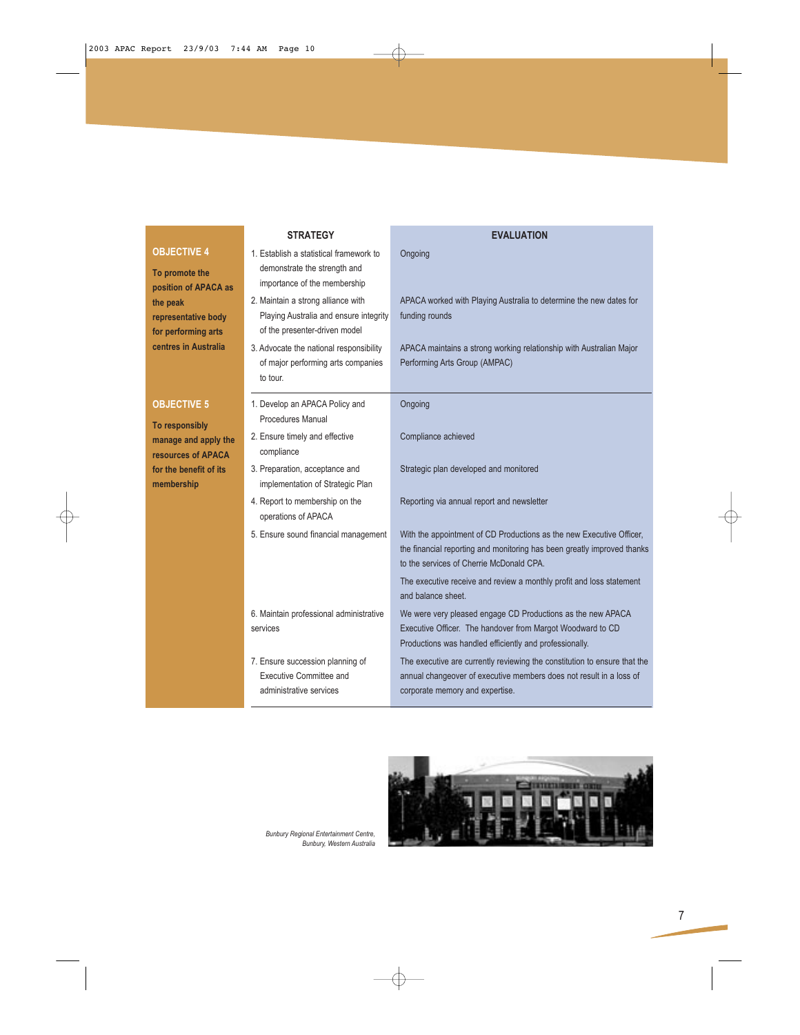| | STRATEGY | EVALUATION |
|---|---|---|
| **OBJECTIVE 4**<br>**To promote the position of APACA as the peak representative body for performing arts centres in Australia** | 1. Establish a statistical framework to demonstrate the strength and importance of the membership | Ongoing |
| | 2. Maintain a strong alliance with Playing Australia and ensure integrity of the presenter-driven model | APACA worked with Playing Australia to determine the new dates for funding rounds |
| | 3. Advocate the national responsibility of major performing arts companies to tour. | APACA maintains a strong working relationship with Australian Major Performing Arts Group (AMPAC) |
| **OBJECTIVE 5**<br>**To responsibly manage and apply the resources of APACA for the benefit of its membership** | 1. Develop an APACA Policy and Procedures Manual | Ongoing |
| | 2. Ensure timely and effective compliance | Compliance achieved |
| | 3. Preparation, acceptance and implementation of Strategic Plan | Strategic plan developed and monitored |
| | 4. Report to membership on the operations of APACA | Reporting via annual report and newsletter |
| | 5. Ensure sound financial management | With the appointment of CD Productions as the new Executive Officer, the financial reporting and monitoring has been greatly improved thanks to the services of Cherrie McDonald CPA.<br>The executive receive and review a monthly profit and loss statement and balance sheet. |
| | 6. Maintain professional administrative services | We were very pleased engage CD Productions as the new APACA Executive Officer. The handover from Margot Woodward to CD Productions was handled efficiently and professionally. |
| | 7. Ensure succession planning of Executive Committee and administrative services | The executive are currently reviewing the constitution to ensure that the annual changeover of executive members does not result in a loss of corporate memory and expertise. |

*Bunbury Regional Entertainment Centre, Bunbury, Western Australia*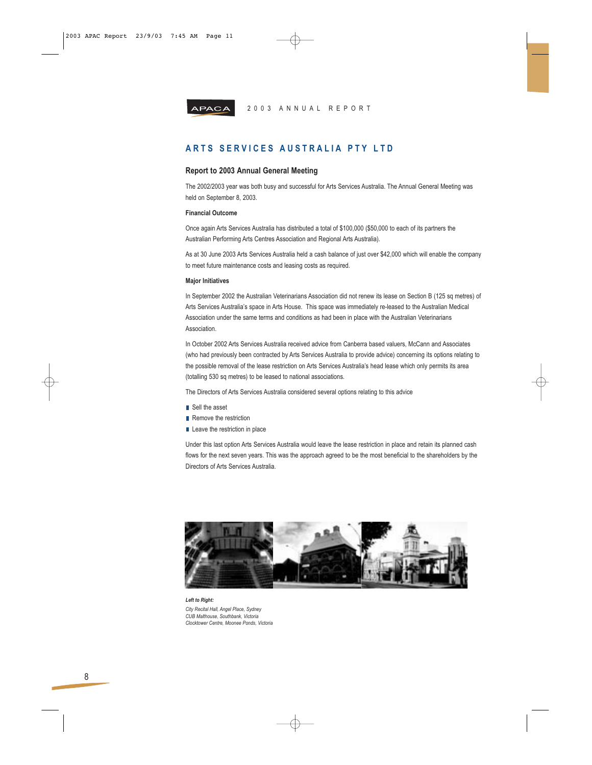# ARTS SERVICES AUSTRALIA PTY LTD

## Report to 2003 Annual General Meeting

The 2002/2003 year was both busy and successful for Arts Services Australia. The Annual General Meeting was held on September 8, 2003.

### Financial Outcome

Once again Arts Services Australia has distributed a total of $100,000 ($50,000 to each of its partners the Australian Performing Arts Centres Association and Regional Arts Australia).

As at 30 June 2003 Arts Services Australia held a cash balance of just over $42,000 which will enable the company to meet future maintenance costs and leasing costs as required.

### Major Initiatives

In September 2002 the Australian Veterinarians Association did not renew its lease on Section B (125 sq metres) of Arts Services Australia's space in Arts House. This space was immediately re-leased to the Australian Medical Association under the same terms and conditions as had been in place with the Australian Veterinarians Association.

In October 2002 Arts Services Australia received advice from Canberra based valuers, McCann and Associates (who had previously been contracted by Arts Services Australia to provide advice) concerning its options relating to the possible removal of the lease restriction on Arts Services Australia's head lease which only permits its area (totalling 530 sq metres) to be leased to national associations.

The Directors of Arts Services Australia considered several options relating to this advice

- Sell the asset
- Remove the restriction
- Leave the restriction in place

Under this last option Arts Services Australia would leave the lease restriction in place and retain its planned cash flows for the next seven years. This was the approach agreed to be the most beneficial to the shareholders by the Directors of Arts Services Australia.

***Left to Right:***
*City Recital Hall, Angel Place, Sydney*
*CUB Malthouse, Southbank, Victoria*
*Clocktower Centre, Moonee Ponds, Victoria*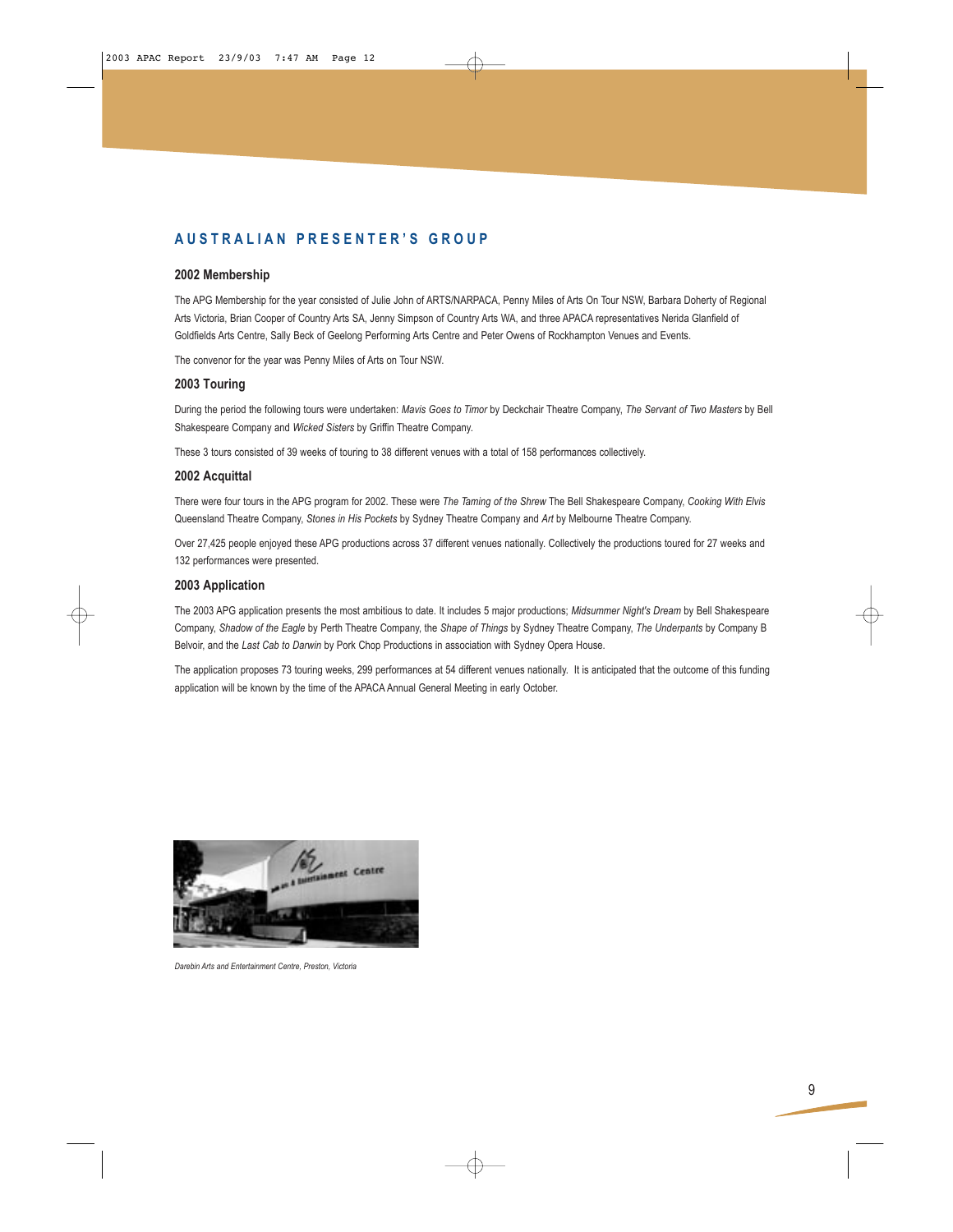# AUSTRALIAN PRESENTER'S GROUP

## 2002 Membership

The APG Membership for the year consisted of Julie John of ARTS/NARPACA, Penny Miles of Arts On Tour NSW, Barbara Doherty of Regional Arts Victoria, Brian Cooper of Country Arts SA, Jenny Simpson of Country Arts WA, and three APACA representatives Nerida Glanfield of Goldfields Arts Centre, Sally Beck of Geelong Performing Arts Centre and Peter Owens of Rockhampton Venues and Events.

The convenor for the year was Penny Miles of Arts on Tour NSW.

## 2003 Touring

During the period the following tours were undertaken: *Mavis Goes to Timor* by Deckchair Theatre Company, *The Servant of Two Masters* by Bell Shakespeare Company and *Wicked Sisters* by Griffin Theatre Company.

These 3 tours consisted of 39 weeks of touring to 38 different venues with a total of 158 performances collectively.

## 2002 Acquittal

There were four tours in the APG program for 2002. These were *The Taming of the Shrew* The Bell Shakespeare Company, *Cooking With Elvis* Queensland Theatre Company, *Stones in His Pockets* by Sydney Theatre Company and *Art* by Melbourne Theatre Company.

Over 27,425 people enjoyed these APG productions across 37 different venues nationally. Collectively the productions toured for 27 weeks and 132 performances were presented.

## 2003 Application

The 2003 APG application presents the most ambitious to date. It includes 5 major productions; *Midsummer Night's Dream* by Bell Shakespeare Company, *Shadow of the Eagle* by Perth Theatre Company, the *Shape of Things* by Sydney Theatre Company, *The Underpants* by Company B Belvoir, and the *Last Cab to Darwin* by Pork Chop Productions in association with Sydney Opera House.

The application proposes 73 touring weeks, 299 performances at 54 different venues nationally. It is anticipated that the outcome of this funding application will be known by the time of the APACA Annual General Meeting in early October.

*Darebin Arts and Entertainment Centre, Preston, Victoria*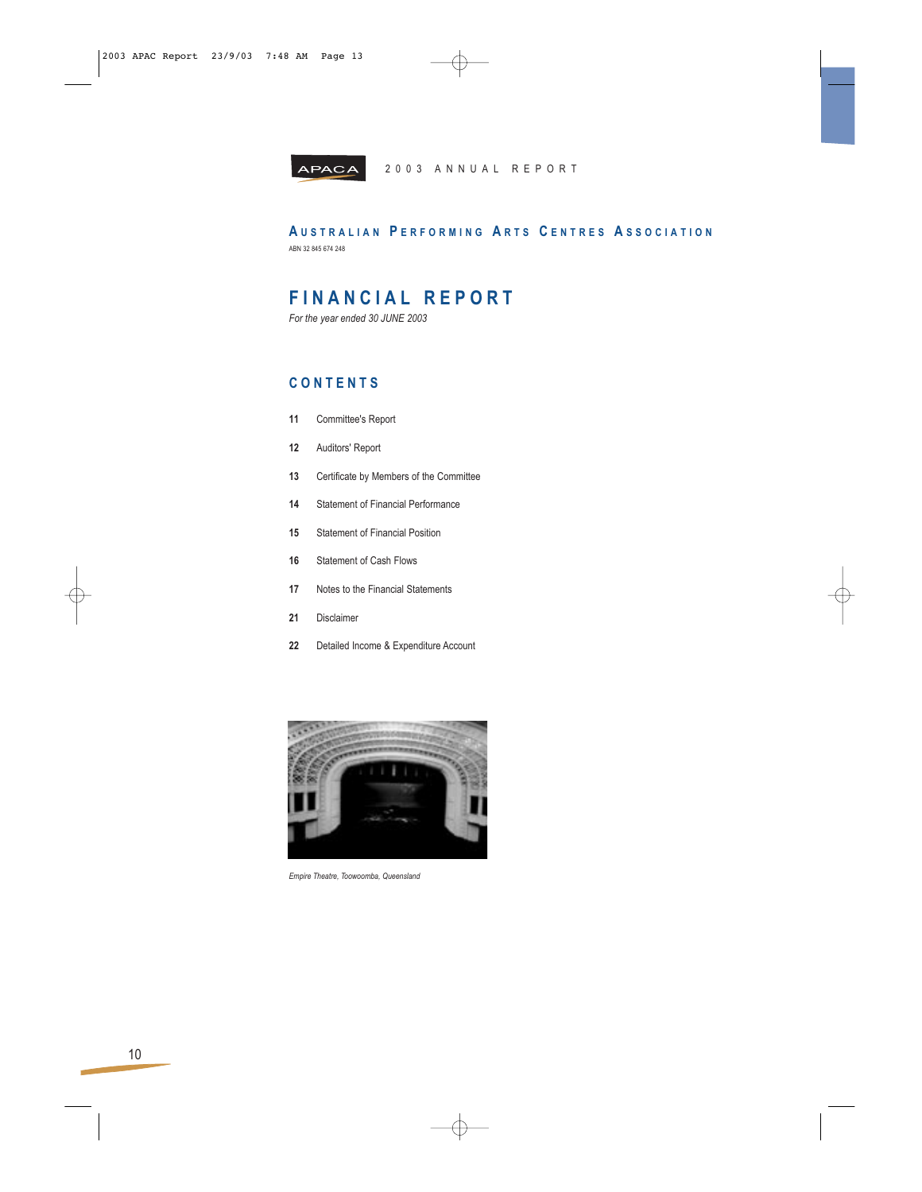APACA 2003 ANNUAL REPORT

## AUSTRALIAN PERFORMING ARTS CENTRES ASSOCIATION

ABN 32 845 674 248

# FINANCIAL REPORT

*For the year ended 30 JUNE 2003*

## CONTENTS

| | |
|---|---|
| **11** | Committee's Report |
| **12** | Auditors' Report |
| **13** | Certificate by Members of the Committee |
| **14** | Statement of Financial Performance |
| **15** | Statement of Financial Position |
| **16** | Statement of Cash Flows |
| **17** | Notes to the Financial Statements |
| **21** | Disclaimer |
| **22** | Detailed Income & Expenditure Account |

*Empire Theatre, Toowoomba, Queensland*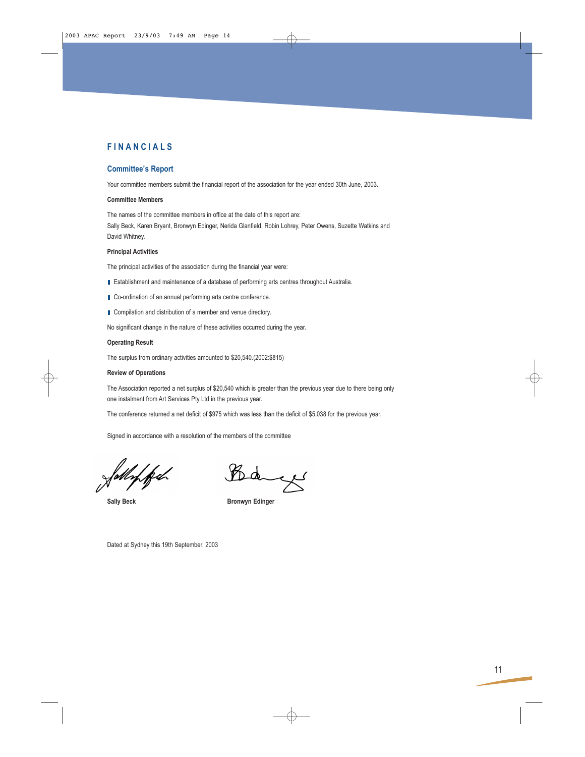# FINANCIALS

## Committee's Report

Your committee members submit the financial report of the association for the year ended 30th June, 2003.

**Committee Members**

The names of the committee members in office at the date of this report are:
Sally Beck, Karen Bryant, Bronwyn Edinger, Nerida Glanfield, Robin Lohrey, Peter Owens, Suzette Watkins and David Whitney.

**Principal Activities**

The principal activities of the association during the financial year were:

- Establishment and maintenance of a database of performing arts centres throughout Australia.
- Co-ordination of an annual performing arts centre conference.
- Compilation and distribution of a member and venue directory.

No significant change in the nature of these activities occurred during the year.

**Operating Result**

The surplus from ordinary activities amounted to $20,540.(2002:$815)

**Review of Operations**

The Association reported a net surplus of $20,540 which is greater than the previous year due to there being only one instalment from Art Services Pty Ltd in the previous year.

The conference returned a net deficit of $975 which was less than the deficit of $5,038 for the previous year.

Signed in accordance with a resolution of the members of the committee

**Sally Beck** **Bronwyn Edinger**

Dated at Sydney this 19th September, 2003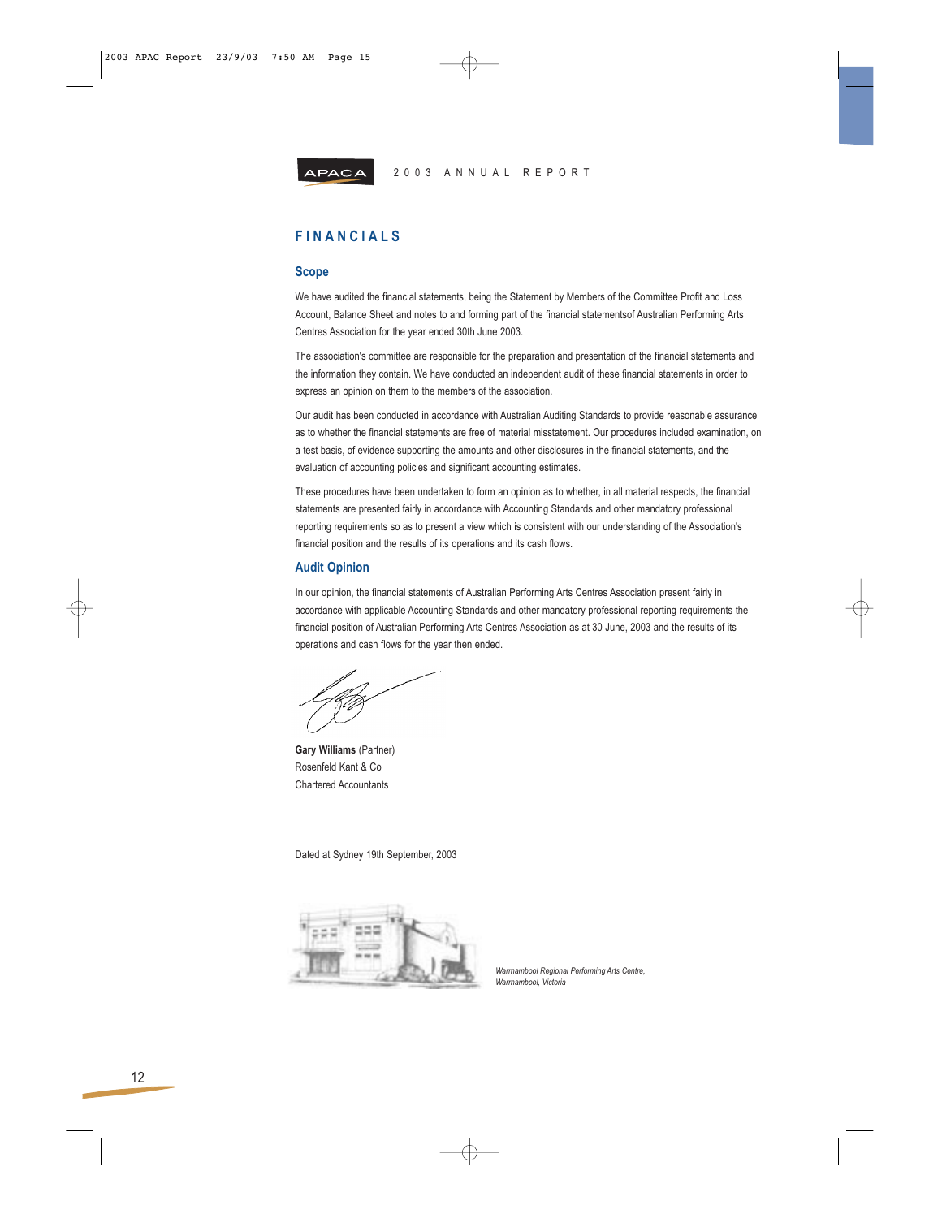# FINANCIALS

## Scope

We have audited the financial statements, being the Statement by Members of the Committee Profit and Loss Account, Balance Sheet and notes to and forming part of the financial statementsof Australian Performing Arts Centres Association for the year ended 30th June 2003.

The association's committee are responsible for the preparation and presentation of the financial statements and the information they contain. We have conducted an independent audit of these financial statements in order to express an opinion on them to the members of the association.

Our audit has been conducted in accordance with Australian Auditing Standards to provide reasonable assurance as to whether the financial statements are free of material misstatement. Our procedures included examination, on a test basis, of evidence supporting the amounts and other disclosures in the financial statements, and the evaluation of accounting policies and significant accounting estimates.

These procedures have been undertaken to form an opinion as to whether, in all material respects, the financial statements are presented fairly in accordance with Accounting Standards and other mandatory professional reporting requirements so as to present a view which is consistent with our understanding of the Association's financial position and the results of its operations and its cash flows.

## Audit Opinion

In our opinion, the financial statements of Australian Performing Arts Centres Association present fairly in accordance with applicable Accounting Standards and other mandatory professional reporting requirements the financial position of Australian Performing Arts Centres Association as at 30 June, 2003 and the results of its operations and cash flows for the year then ended.

**Gary Williams** (Partner)
Rosenfeld Kant & Co
Chartered Accountants

Dated at Sydney 19th September, 2003

*Warrnambool Regional Performing Arts Centre, Warrnambool, Victoria*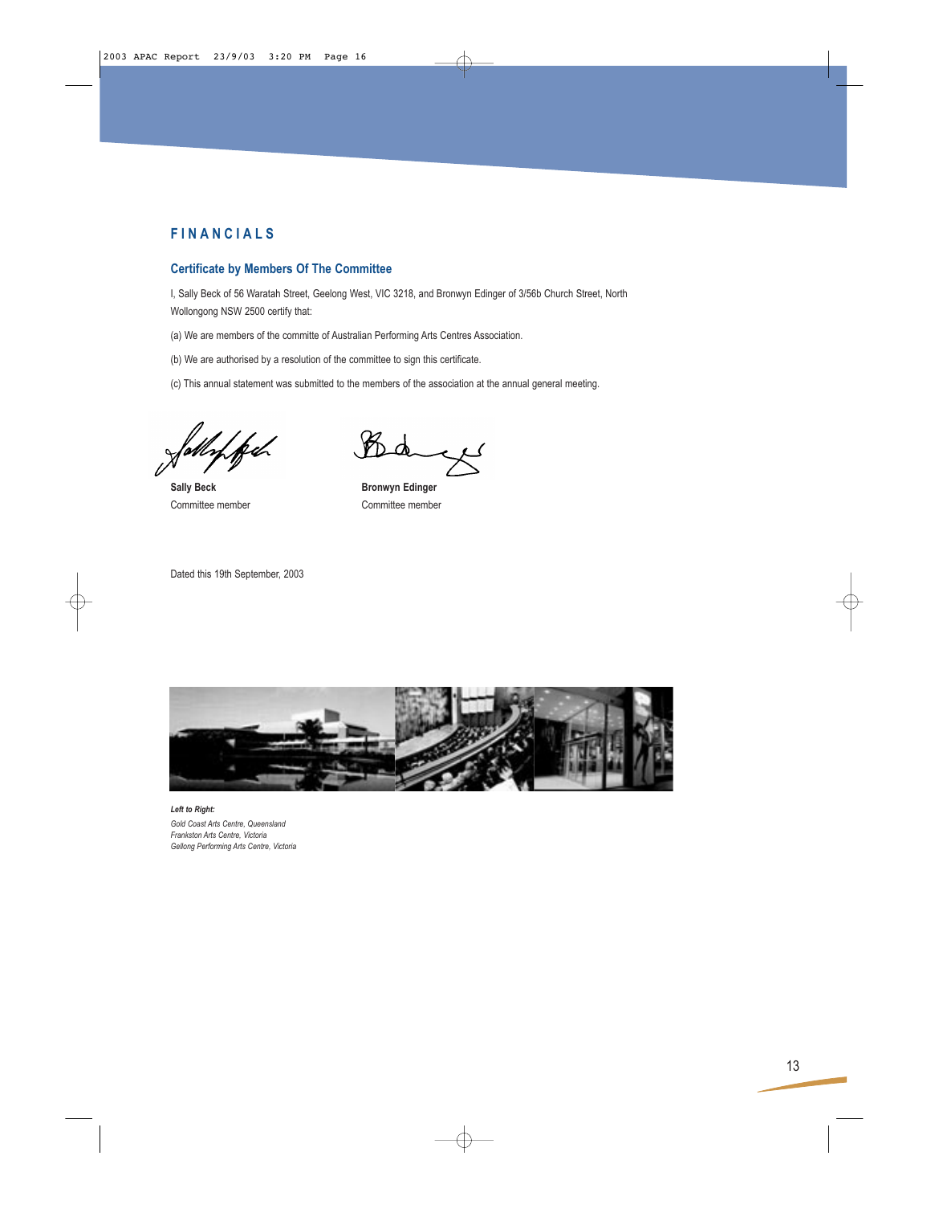# FINANCIALS

## Certificate by Members Of The Committee

I, Sally Beck of 56 Waratah Street, Geelong West, VIC 3218, and Bronwyn Edinger of 3/56b Church Street, North Wollongong NSW 2500 certify that:

(a) We are members of the committe of Australian Performing Arts Centres Association.

(b) We are authorised by a resolution of the committee to sign this certificate.

(c) This annual statement was submitted to the members of the association at the annual general meeting.

**Sally Beck**
Committee member

**Bronwyn Edinger**
Committee member

Dated this 19th September, 2003

***Left to Right:***
*Gold Coast Arts Centre, Queensland*
*Frankston Arts Centre, Victoria*
*Gellong Performing Arts Centre, Victoria*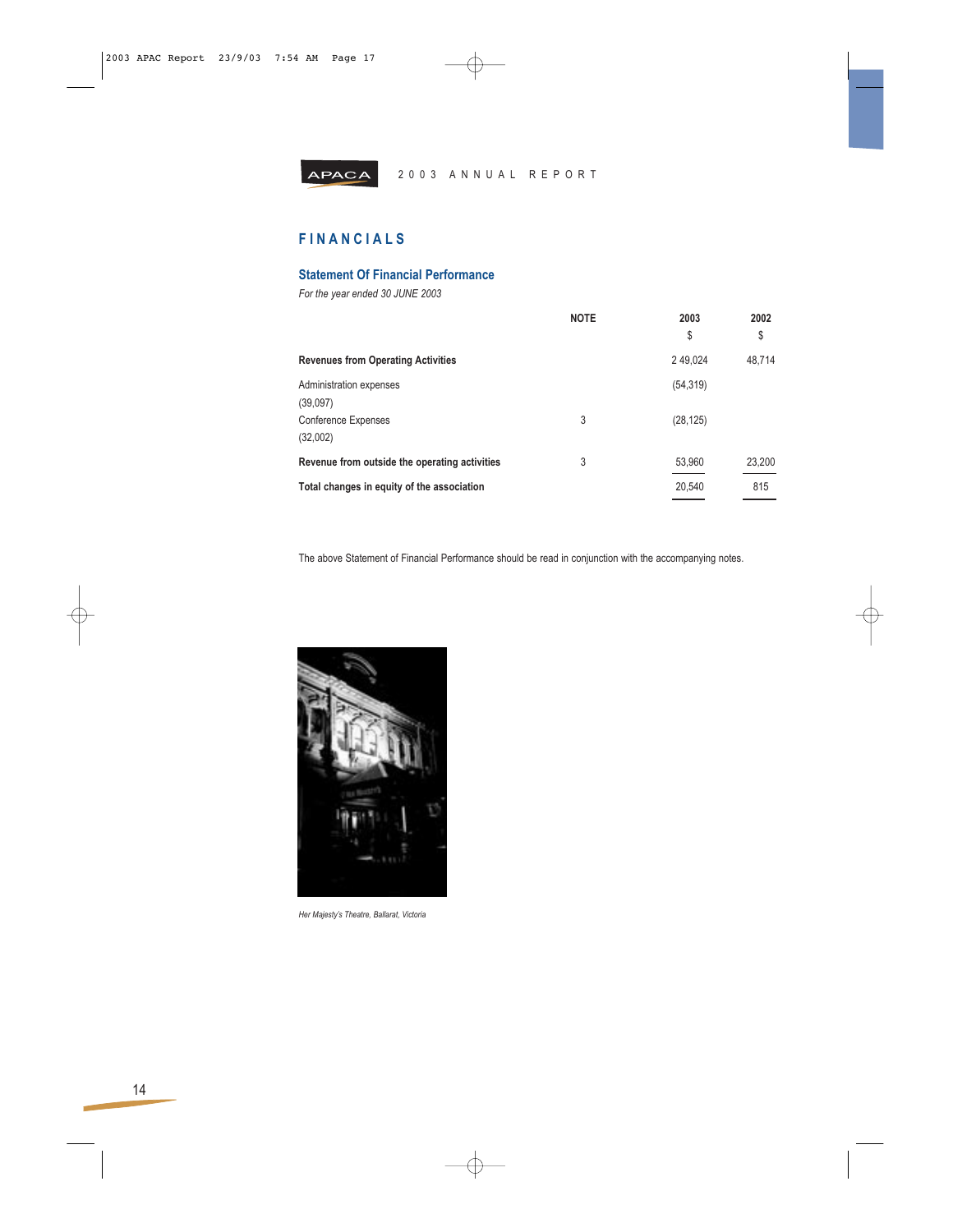2003 ANNUAL REPORT

# FINANCIALS

## Statement Of Financial Performance

*For the year ended 30 JUNE 2003*

| | NOTE | 2003 $ | 2002 $ |
|---|---|---|---|
| **Revenues from Operating Activities** | | 2 49,024 | 48,714 |
| Administration expenses | | (54,319) | (39,097) |
| Conference Expenses | 3 | (28,125) | (32,002) |
| **Revenue from outside the operating activities** | 3 | 53,960 | 23,200 |
| **Total changes in equity of the association** | | 20,540 | 815 |

The above Statement of Financial Performance should be read in conjunction with the accompanying notes.

*Her Majesty's Theatre, Ballarat, Victoria*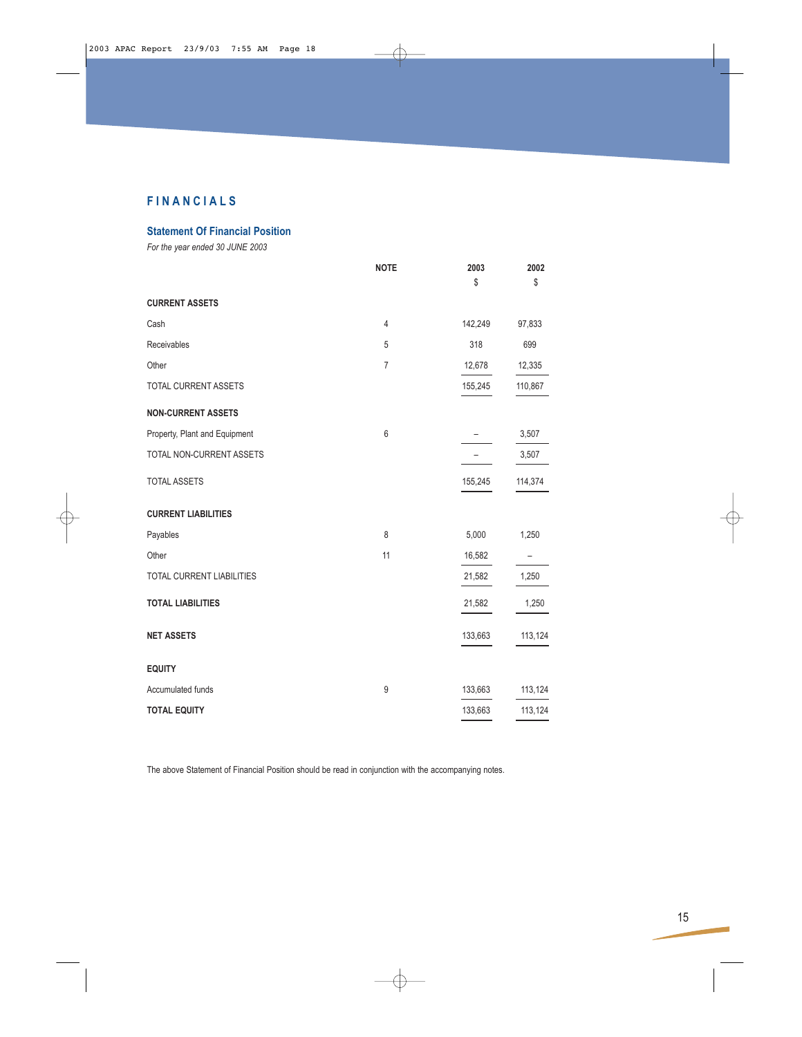# FINANCIALS

## Statement Of Financial Position

*For the year ended 30 JUNE 2003*

| | NOTE | 2003 | 2002 |
|---|---|---|---|
| | | $ | $ |
| **CURRENT ASSETS** | | | |
| Cash | 4 | 142,249 | 97,833 |
| Receivables | 5 | 318 | 699 |
| Other | 7 | 12,678 | 12,335 |
| TOTAL CURRENT ASSETS | | 155,245 | 110,867 |
| **NON-CURRENT ASSETS** | | | |
| Property, Plant and Equipment | 6 | – | 3,507 |
| TOTAL NON-CURRENT ASSETS | | – | 3,507 |
| TOTAL ASSETS | | 155,245 | 114,374 |
| **CURRENT LIABILITIES** | | | |
| Payables | 8 | 5,000 | 1,250 |
| Other | 11 | 16,582 | – |
| TOTAL CURRENT LIABILITIES | | 21,582 | 1,250 |
| **TOTAL LIABILITIES** | | 21,582 | 1,250 |
| **NET ASSETS** | | 133,663 | 113,124 |
| **EQUITY** | | | |
| Accumulated funds | 9 | 133,663 | 113,124 |
| **TOTAL EQUITY** | | 133,663 | 113,124 |

The above Statement of Financial Position should be read in conjunction with the accompanying notes.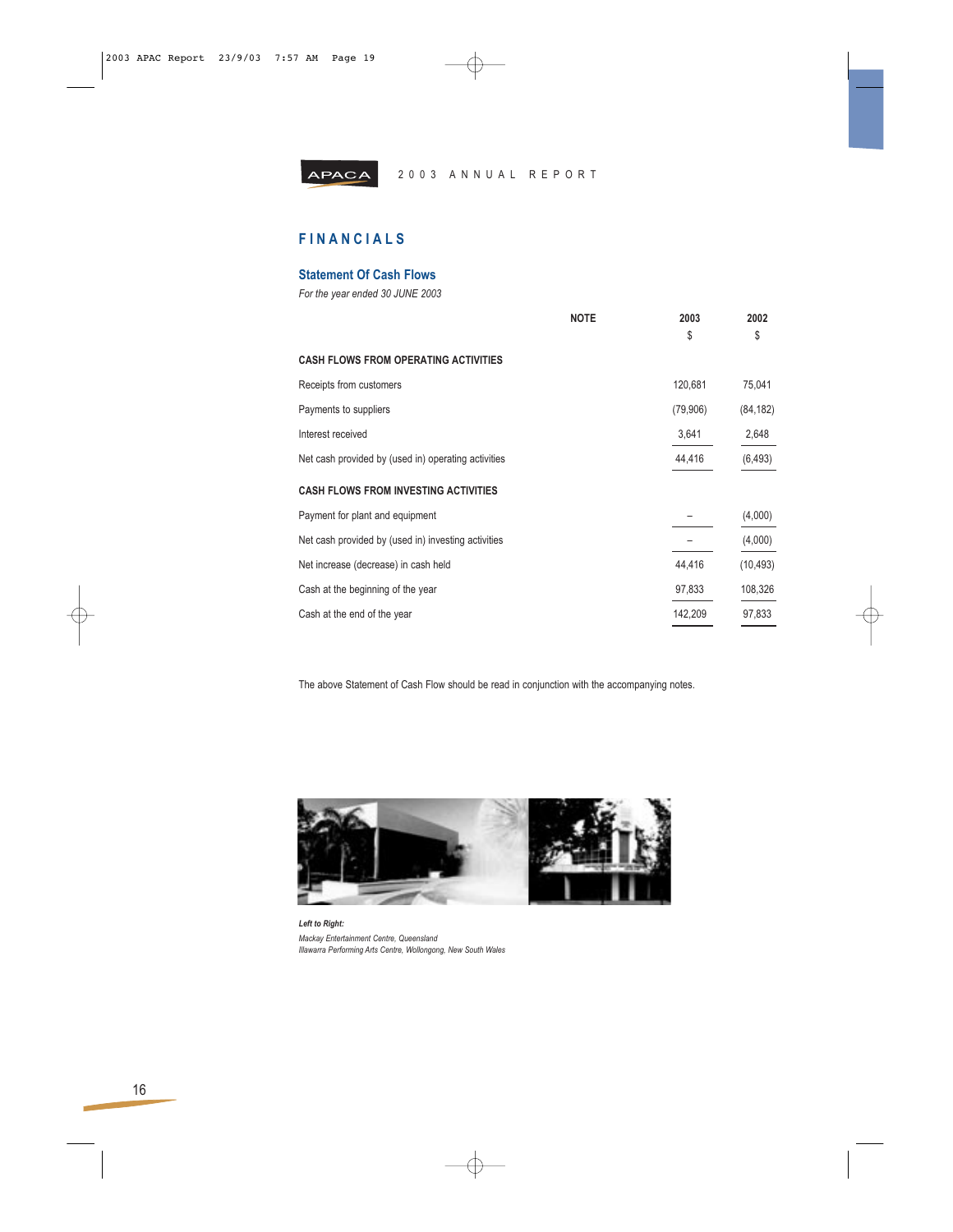# FINANCIALS

## Statement Of Cash Flows

*For the year ended 30 JUNE 2003*

| | NOTE | 2003 $ | 2002 $ |
|---|---|---|---|
| **CASH FLOWS FROM OPERATING ACTIVITIES** | | | |
| Receipts from customers | | 120,681 | 75,041 |
| Payments to suppliers | | (79,906) | (84,182) |
| Interest received | | 3,641 | 2,648 |
| Net cash provided by (used in) operating activities | | 44,416 | (6,493) |
| **CASH FLOWS FROM INVESTING ACTIVITIES** | | | |
| Payment for plant and equipment | | – | (4,000) |
| Net cash provided by (used in) investing activities | | – | (4,000) |
| Net increase (decrease) in cash held | | 44,416 | (10,493) |
| Cash at the beginning of the year | | 97,833 | 108,326 |
| Cash at the end of the year | | 142,209 | 97,833 |

The above Statement of Cash Flow should be read in conjunction with the accompanying notes.

***Left to Right:***

*Mackay Entertainment Centre, Queensland*
*Illawarra Performing Arts Centre, Wollongong, New South Wales*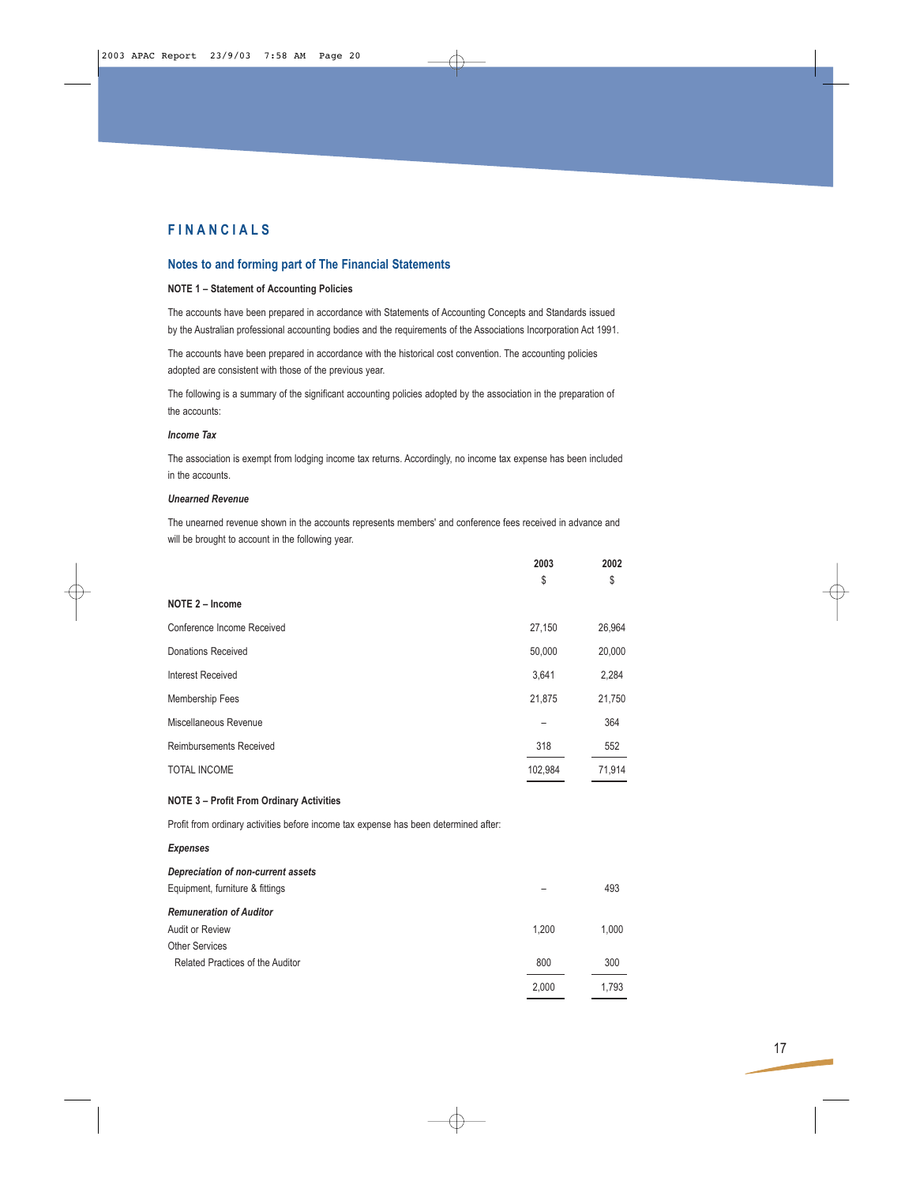# FINANCIALS

## Notes to and forming part of The Financial Statements

**NOTE 1 – Statement of Accounting Policies**

The accounts have been prepared in accordance with Statements of Accounting Concepts and Standards issued by the Australian professional accounting bodies and the requirements of the Associations Incorporation Act 1991.

The accounts have been prepared in accordance with the historical cost convention. The accounting policies adopted are consistent with those of the previous year.

The following is a summary of the significant accounting policies adopted by the association in the preparation of the accounts:

***Income Tax***

The association is exempt from lodging income tax returns. Accordingly, no income tax expense has been included in the accounts.

***Unearned Revenue***

The unearned revenue shown in the accounts represents members' and conference fees received in advance and will be brought to account in the following year.

| | 2003 | 2002 |
|---|---|---|
| | $ | $ |
| **NOTE 2 – Income** | | |
| Conference Income Received | 27,150 | 26,964 |
| Donations Received | 50,000 | 20,000 |
| Interest Received | 3,641 | 2,284 |
| Membership Fees | 21,875 | 21,750 |
| Miscellaneous Revenue | – | 364 |
| Reimbursements Received | 318 | 552 |
| TOTAL INCOME | 102,984 | 71,914 |

**NOTE 3 – Profit From Ordinary Activities**

Profit from ordinary activities before income tax expense has been determined after:

| | 2003 | 2002 |
|---|---|---|
| ***Expenses*** | | |
| ***Depreciation of non-current assets*** | | |
| Equipment, furniture & fittings | – | 493 |
| ***Remuneration of Auditor*** | | |
| Audit or Review | 1,200 | 1,000 |
| Other Services | | |
| Related Practices of the Auditor | 800 | 300 |
| | 2,000 | 1,793 |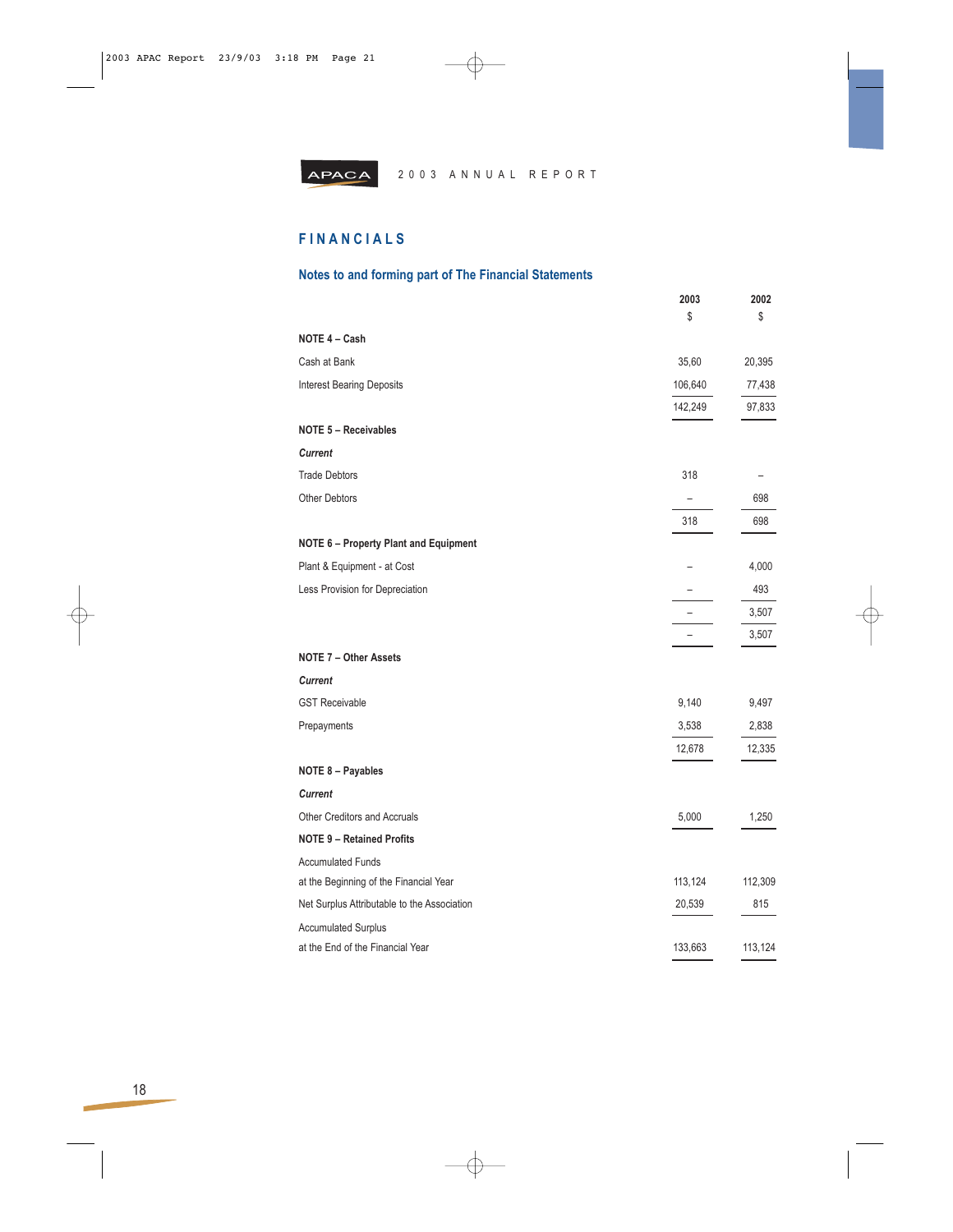## FINANCIALS

### Notes to and forming part of The Financial Statements

| | 2003 | 2002 |
|---|---|---|
| | $ | $ |
| **NOTE 4 – Cash** | | |
| Cash at Bank | 35,60 | 20,395 |
| Interest Bearing Deposits | 106,640 | 77,438 |
| | 142,249 | 97,833 |
| **NOTE 5 – Receivables** | | |
| ***Current*** | | |
| Trade Debtors | 318 | – |
| Other Debtors | – | 698 |
| | 318 | 698 |
| **NOTE 6 – Property Plant and Equipment** | | |
| Plant & Equipment - at Cost | – | 4,000 |
| Less Provision for Depreciation | – | 493 |
| | – | 3,507 |
| | – | 3,507 |
| **NOTE 7 – Other Assets** | | |
| ***Current*** | | |
| GST Receivable | 9,140 | 9,497 |
| Prepayments | 3,538 | 2,838 |
| | 12,678 | 12,335 |
| **NOTE 8 – Payables** | | |
| ***Current*** | | |
| Other Creditors and Accruals | 5,000 | 1,250 |
| **NOTE 9 – Retained Profits** | | |
| Accumulated Funds | | |
| at the Beginning of the Financial Year | 113,124 | 112,309 |
| Net Surplus Attributable to the Association | 20,539 | 815 |
| Accumulated Surplus | | |
| at the End of the Financial Year | 133,663 | 113,124 |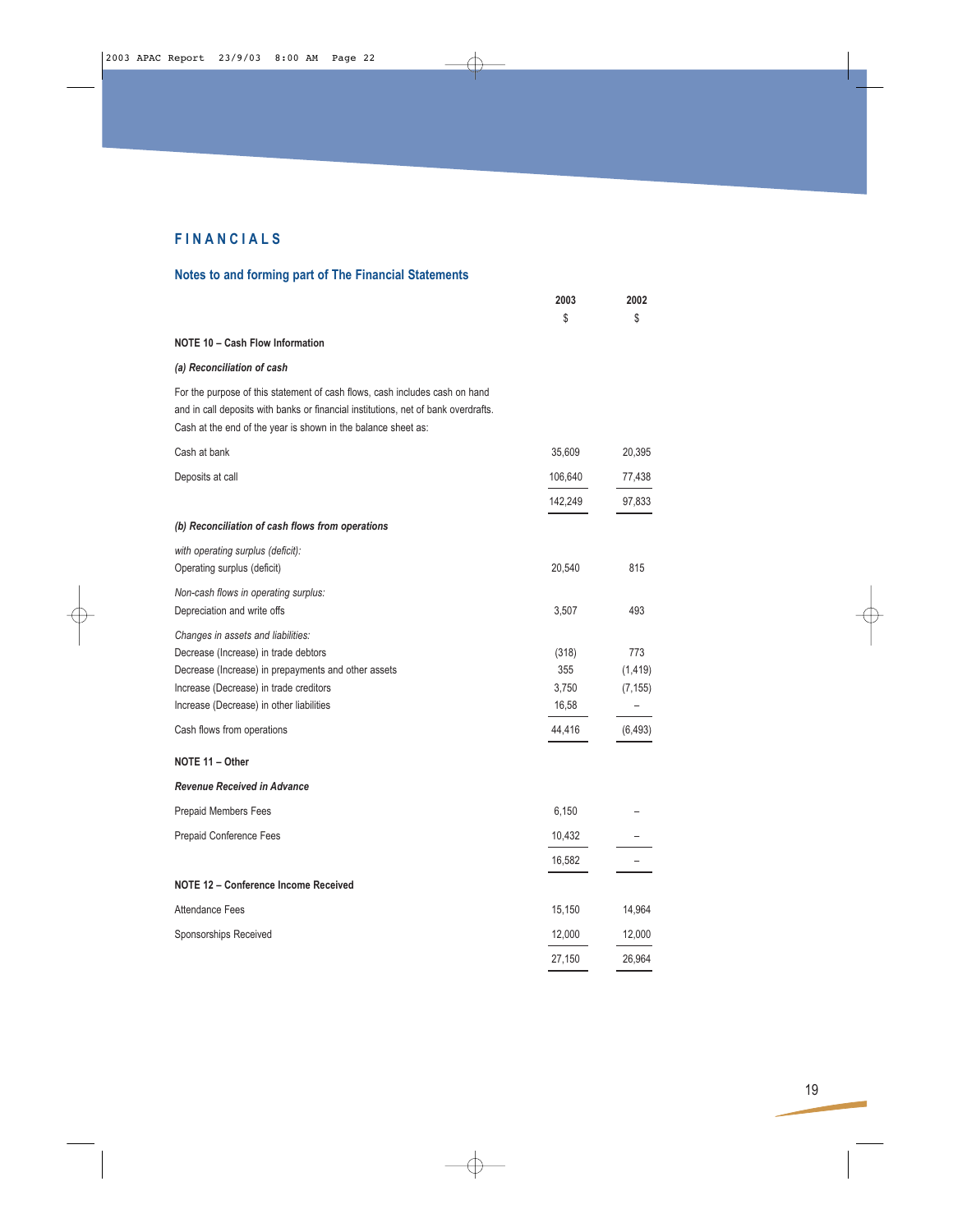# FINANCIALS

## Notes to and forming part of The Financial Statements

| | 2003 | 2002 |
|---|---|---|
| | $ | $ |
| **NOTE 10 – Cash Flow Information** | | |
| ***(a) Reconciliation of cash*** | | |
| For the purpose of this statement of cash flows, cash includes cash on hand and in call deposits with banks or financial institutions, net of bank overdrafts. Cash at the end of the year is shown in the balance sheet as: | | |
| Cash at bank | 35,609 | 20,395 |
| Deposits at call | 106,640 | 77,438 |
| | 142,249 | 97,833 |
| ***(b) Reconciliation of cash flows from operations*** | | |
| *with operating surplus (deficit):* | | |
| Operating surplus (deficit) | 20,540 | 815 |
| *Non-cash flows in operating surplus:* | | |
| Depreciation and write offs | 3,507 | 493 |
| *Changes in assets and liabilities:* | | |
| Decrease (Increase) in trade debtors | (318) | 773 |
| Decrease (Increase) in prepayments and other assets | 355 | (1,419) |
| Increase (Decrease) in trade creditors | 3,750 | (7,155) |
| Increase (Decrease) in other liabilities | 16,58 | – |
| Cash flows from operations | 44,416 | (6,493) |
| **NOTE 11 – Other** | | |
| ***Revenue Received in Advance*** | | |
| Prepaid Members Fees | 6,150 | – |
| Prepaid Conference Fees | 10,432 | – |
| | 16,582 | – |
| **NOTE 12 – Conference Income Received** | | |
| Attendance Fees | 15,150 | 14,964 |
| Sponsorships Received | 12,000 | 12,000 |
| | 27,150 | 26,964 |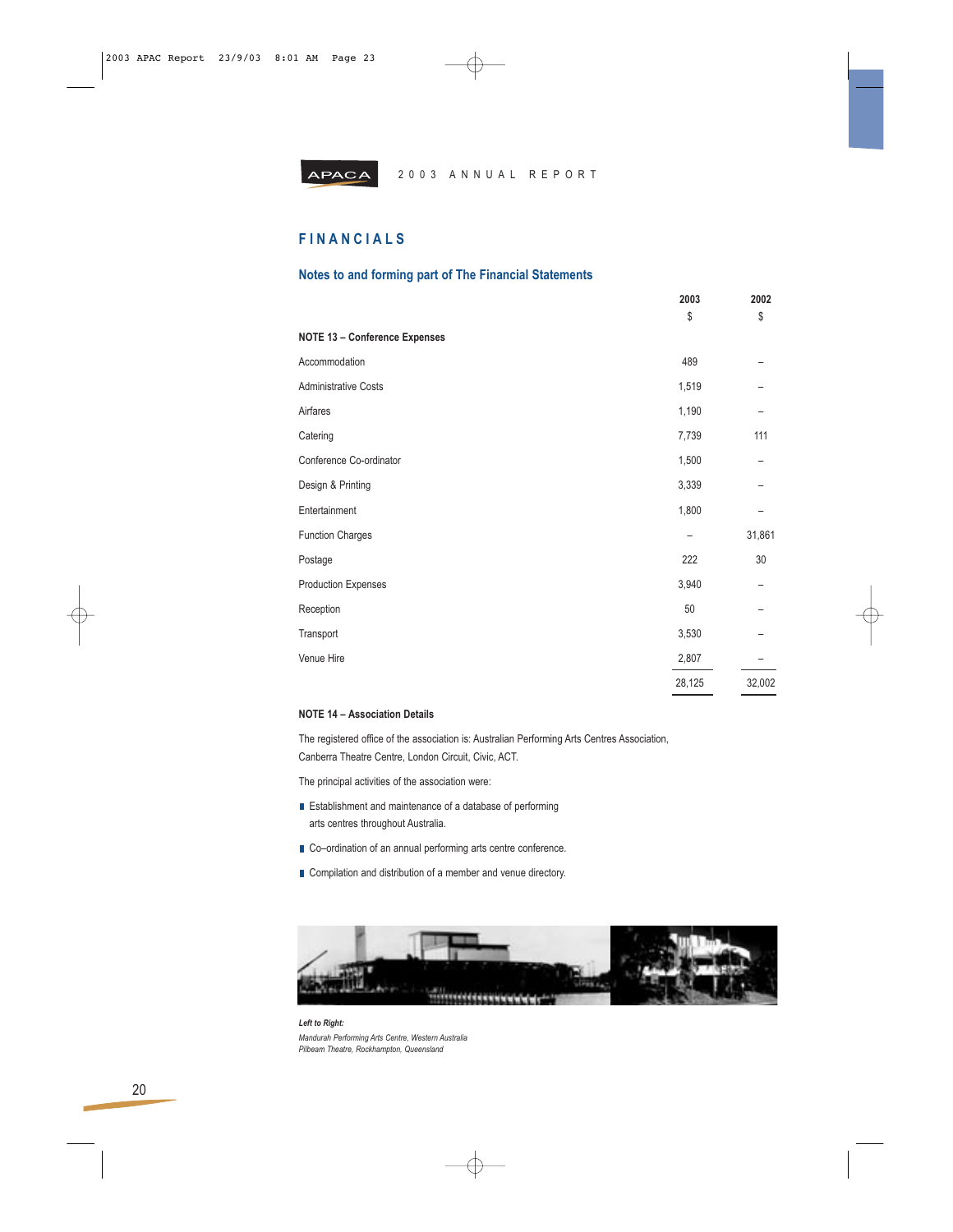## FINANCIALS

### Notes to and forming part of The Financial Statements

| | 2003 $ | 2002 $ |
|---|---|---|
| **NOTE 13 – Conference Expenses** | | |
| Accommodation | 489 | – |
| Administrative Costs | 1,519 | – |
| Airfares | 1,190 | – |
| Catering | 7,739 | 111 |
| Conference Co-ordinator | 1,500 | – |
| Design & Printing | 3,339 | – |
| Entertainment | 1,800 | – |
| Function Charges | – | 31,861 |
| Postage | 222 | 30 |
| Production Expenses | 3,940 | – |
| Reception | 50 | – |
| Transport | 3,530 | – |
| Venue Hire | 2,807 | – |
| | 28,125 | 32,002 |

**NOTE 14 – Association Details**

The registered office of the association is: Australian Performing Arts Centres Association, Canberra Theatre Centre, London Circuit, Civic, ACT.

The principal activities of the association were:

- Establishment and maintenance of a database of performing arts centres throughout Australia.
- Co–ordination of an annual performing arts centre conference.
- Compilation and distribution of a member and venue directory.

***Left to Right:***
*Mandurah Performing Arts Centre, Western Australia*
*Pilbeam Theatre, Rockhampton, Queensland*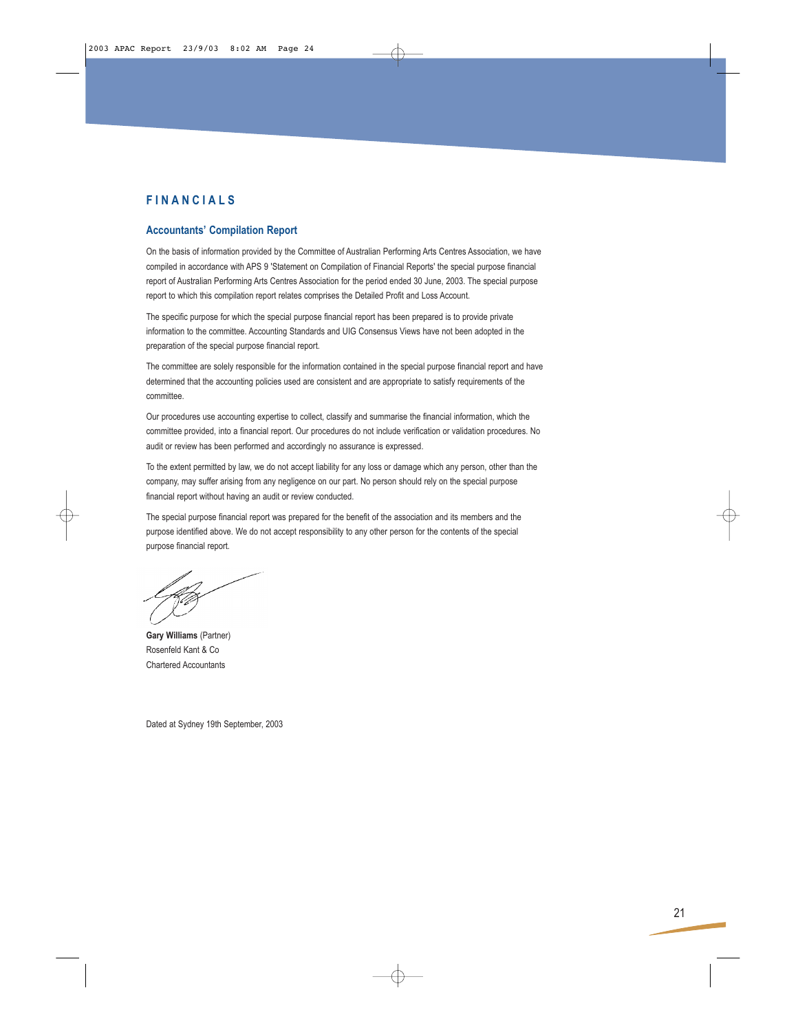# FINANCIALS

## Accountants' Compilation Report

On the basis of information provided by the Committee of Australian Performing Arts Centres Association, we have compiled in accordance with APS 9 'Statement on Compilation of Financial Reports' the special purpose financial report of Australian Performing Arts Centres Association for the period ended 30 June, 2003. The special purpose report to which this compilation report relates comprises the Detailed Profit and Loss Account.

The specific purpose for which the special purpose financial report has been prepared is to provide private information to the committee. Accounting Standards and UIG Consensus Views have not been adopted in the preparation of the special purpose financial report.

The committee are solely responsible for the information contained in the special purpose financial report and have determined that the accounting policies used are consistent and are appropriate to satisfy requirements of the committee.

Our procedures use accounting expertise to collect, classify and summarise the financial information, which the committee provided, into a financial report. Our procedures do not include verification or validation procedures. No audit or review has been performed and accordingly no assurance is expressed.

To the extent permitted by law, we do not accept liability for any loss or damage which any person, other than the company, may suffer arising from any negligence on our part. No person should rely on the special purpose financial report without having an audit or review conducted.

The special purpose financial report was prepared for the benefit of the association and its members and the purpose identified above. We do not accept responsibility to any other person for the contents of the special purpose financial report.

**Gary Williams** (Partner)
Rosenfeld Kant & Co
Chartered Accountants

Dated at Sydney 19th September, 2003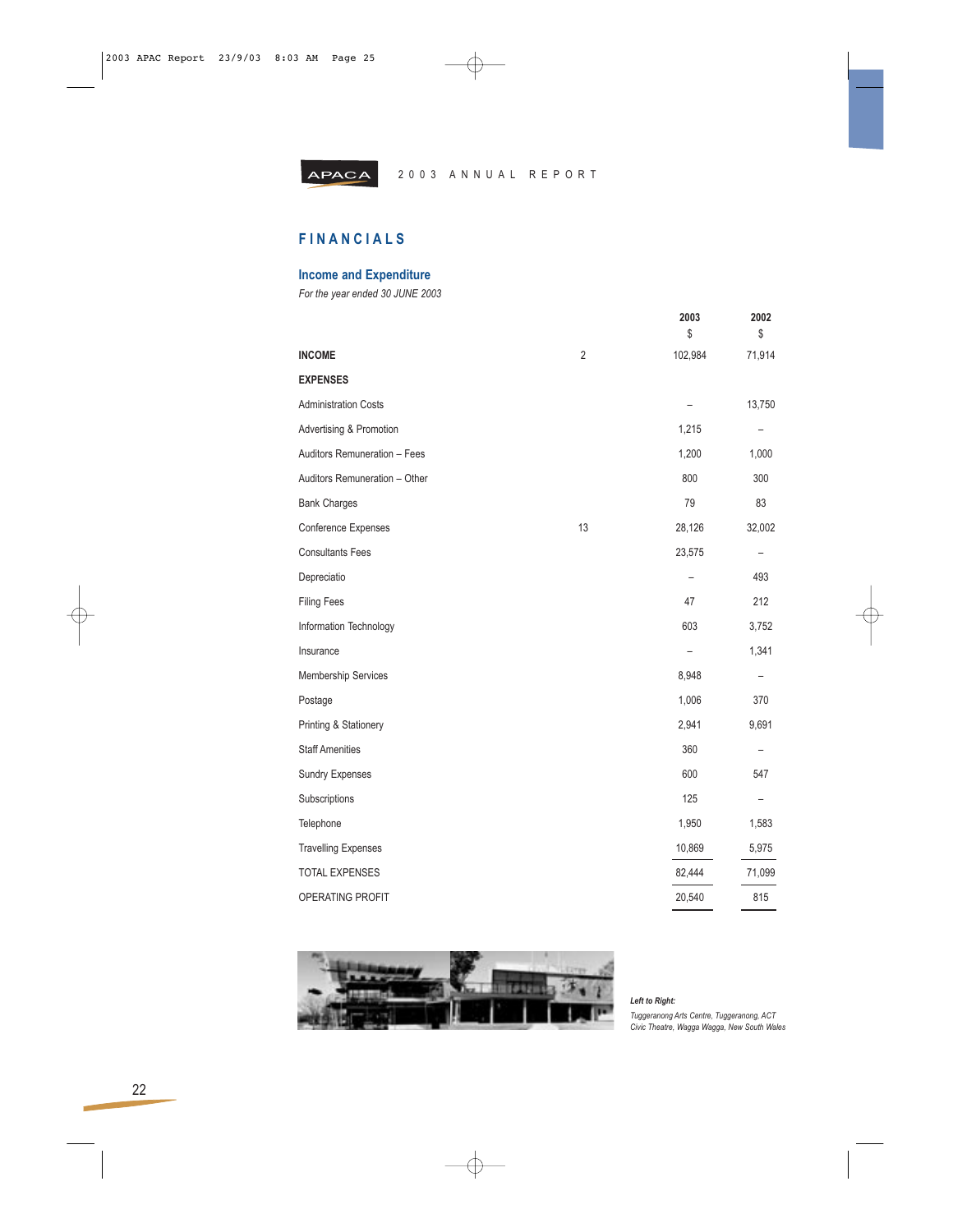APACA 2003 ANNUAL REPORT

# FINANCIALS

## Income and Expenditure

*For the year ended 30 JUNE 2003*

| | | 2003<br>$ | 2002<br>$ |
|---|---|---|---|
| **INCOME** | 2 | 102,984 | 71,914 |
| **EXPENSES** | | | |
| Administration Costs | | – | 13,750 |
| Advertising & Promotion | | 1,215 | – |
| Auditors Remuneration – Fees | | 1,200 | 1,000 |
| Auditors Remuneration – Other | | 800 | 300 |
| Bank Charges | | 79 | 83 |
| Conference Expenses | 13 | 28,126 | 32,002 |
| Consultants Fees | | 23,575 | – |
| Depreciatio | | – | 493 |
| Filing Fees | | 47 | 212 |
| Information Technology | | 603 | 3,752 |
| Insurance | | – | 1,341 |
| Membership Services | | 8,948 | – |
| Postage | | 1,006 | 370 |
| Printing & Stationery | | 2,941 | 9,691 |
| Staff Amenities | | 360 | – |
| Sundry Expenses | | 600 | 547 |
| Subscriptions | | 125 | – |
| Telephone | | 1,950 | 1,583 |
| Travelling Expenses | | 10,869 | 5,975 |
| TOTAL EXPENSES | | 82,444 | 71,099 |
| OPERATING PROFIT | | 20,540 | 815 |

***Left to Right:***

*Tuggeranong Arts Centre, Tuggeranong, ACT*
*Civic Theatre, Wagga Wagga, New South Wales*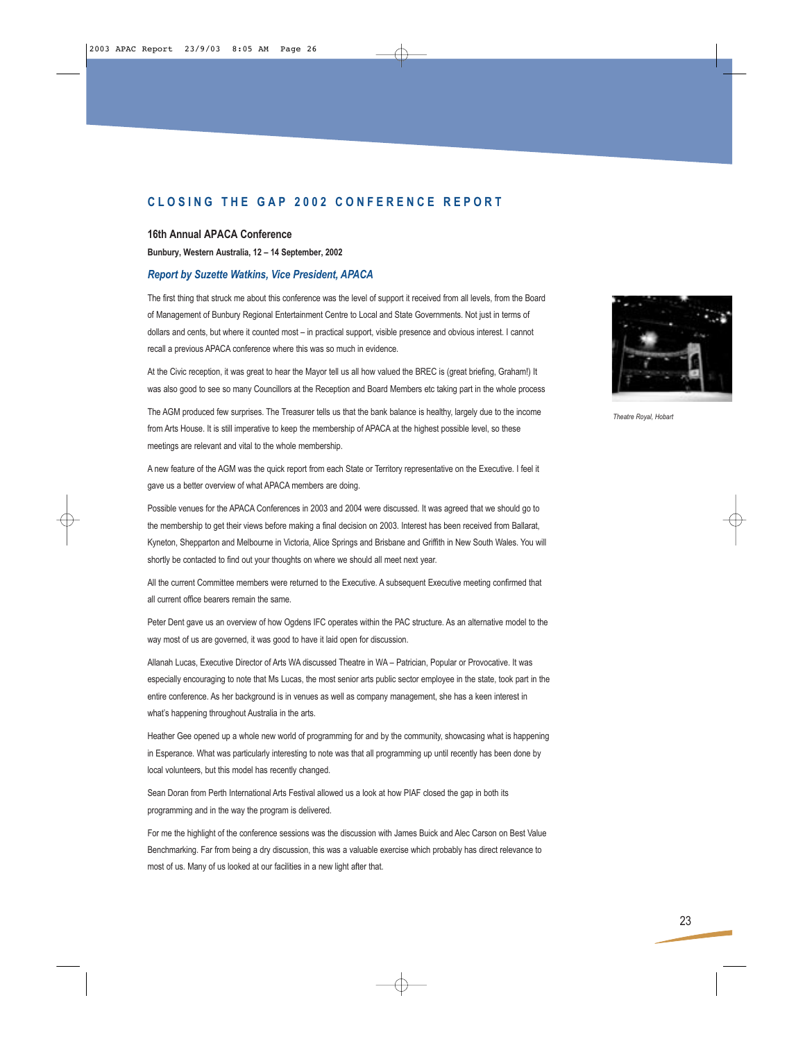# CLOSING THE GAP 2002 CONFERENCE REPORT

## 16th Annual APACA Conference

**Bunbury, Western Australia, 12 – 14 September, 2002**

### *Report by Suzette Watkins, Vice President, APACA*

The first thing that struck me about this conference was the level of support it received from all levels, from the Board of Management of Bunbury Regional Entertainment Centre to Local and State Governments. Not just in terms of dollars and cents, but where it counted most – in practical support, visible presence and obvious interest. I cannot recall a previous APACA conference where this was so much in evidence.

At the Civic reception, it was great to hear the Mayor tell us all how valued the BREC is (great briefing, Graham!) It was also good to see so many Councillors at the Reception and Board Members etc taking part in the whole process

The AGM produced few surprises. The Treasurer tells us that the bank balance is healthy, largely due to the income from Arts House. It is still imperative to keep the membership of APACA at the highest possible level, so these meetings are relevant and vital to the whole membership.

A new feature of the AGM was the quick report from each State or Territory representative on the Executive. I feel it gave us a better overview of what APACA members are doing.

Possible venues for the APACA Conferences in 2003 and 2004 were discussed. It was agreed that we should go to the membership to get their views before making a final decision on 2003. Interest has been received from Ballarat, Kyneton, Shepparton and Melbourne in Victoria, Alice Springs and Brisbane and Griffith in New South Wales. You will shortly be contacted to find out your thoughts on where we should all meet next year.

All the current Committee members were returned to the Executive. A subsequent Executive meeting confirmed that all current office bearers remain the same.

Peter Dent gave us an overview of how Ogdens IFC operates within the PAC structure. As an alternative model to the way most of us are governed, it was good to have it laid open for discussion.

Allanah Lucas, Executive Director of Arts WA discussed Theatre in WA – Patrician, Popular or Provocative. It was especially encouraging to note that Ms Lucas, the most senior arts public sector employee in the state, took part in the entire conference. As her background is in venues as well as company management, she has a keen interest in what's happening throughout Australia in the arts.

Heather Gee opened up a whole new world of programming for and by the community, showcasing what is happening in Esperance. What was particularly interesting to note was that all programming up until recently has been done by local volunteers, but this model has recently changed.

Sean Doran from Perth International Arts Festival allowed us a look at how PIAF closed the gap in both its programming and in the way the program is delivered.

For me the highlight of the conference sessions was the discussion with James Buick and Alec Carson on Best Value Benchmarking. Far from being a dry discussion, this was a valuable exercise which probably has direct relevance to most of us. Many of us looked at our facilities in a new light after that.

*Theatre Royal, Hobart*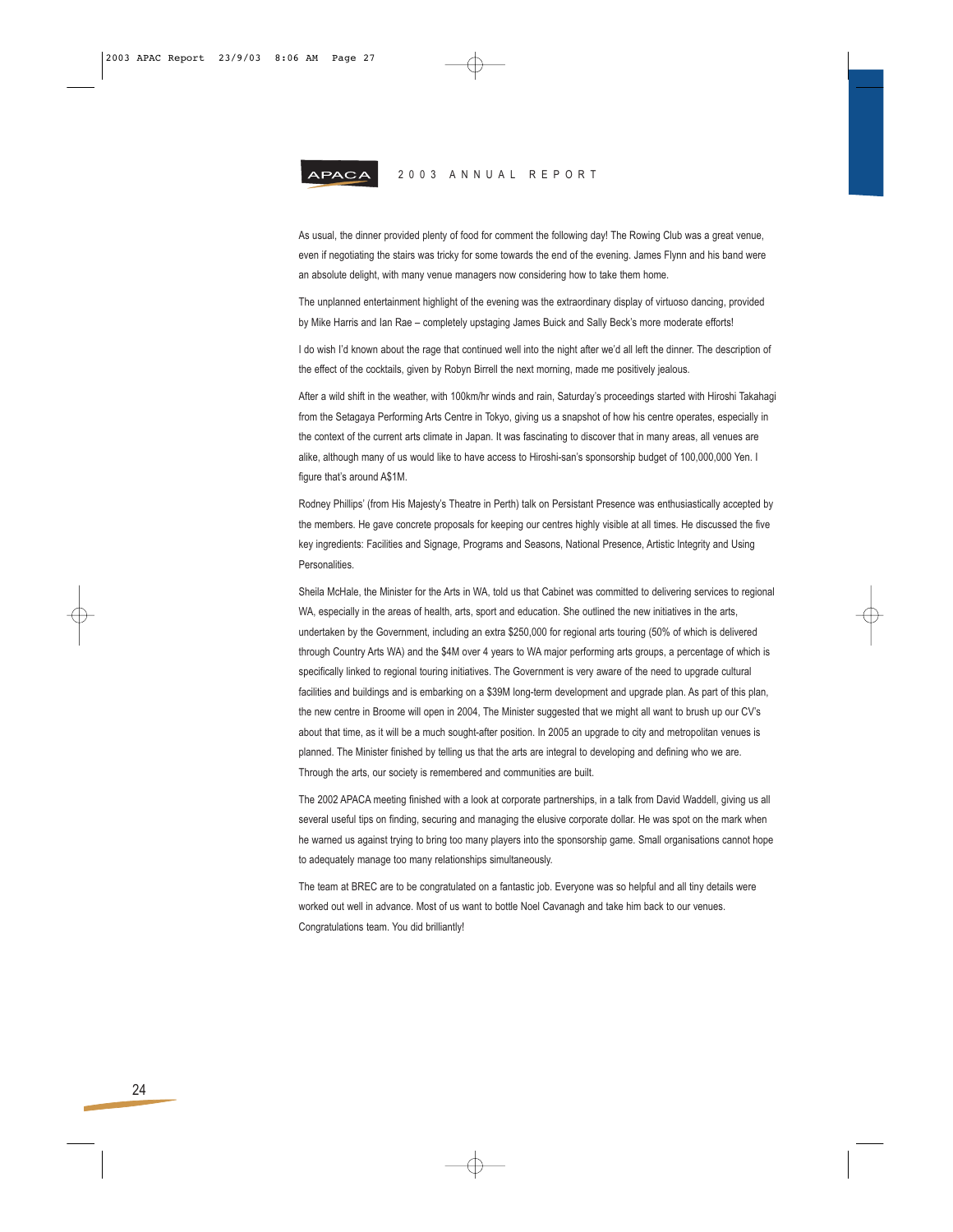As usual, the dinner provided plenty of food for comment the following day! The Rowing Club was a great venue, even if negotiating the stairs was tricky for some towards the end of the evening. James Flynn and his band were an absolute delight, with many venue managers now considering how to take them home.

The unplanned entertainment highlight of the evening was the extraordinary display of virtuoso dancing, provided by Mike Harris and Ian Rae – completely upstaging James Buick and Sally Beck's more moderate efforts!

I do wish I'd known about the rage that continued well into the night after we'd all left the dinner. The description of the effect of the cocktails, given by Robyn Birrell the next morning, made me positively jealous.

After a wild shift in the weather, with 100km/hr winds and rain, Saturday's proceedings started with Hiroshi Takahagi from the Setagaya Performing Arts Centre in Tokyo, giving us a snapshot of how his centre operates, especially in the context of the current arts climate in Japan. It was fascinating to discover that in many areas, all venues are alike, although many of us would like to have access to Hiroshi-san's sponsorship budget of 100,000,000 Yen. I figure that's around A$1M.

Rodney Phillips' (from His Majesty's Theatre in Perth) talk on Persistant Presence was enthusiastically accepted by the members. He gave concrete proposals for keeping our centres highly visible at all times. He discussed the five key ingredients: Facilities and Signage, Programs and Seasons, National Presence, Artistic Integrity and Using Personalities.

Sheila McHale, the Minister for the Arts in WA, told us that Cabinet was committed to delivering services to regional WA, especially in the areas of health, arts, sport and education. She outlined the new initiatives in the arts, undertaken by the Government, including an extra $250,000 for regional arts touring (50% of which is delivered through Country Arts WA) and the $4M over 4 years to WA major performing arts groups, a percentage of which is specifically linked to regional touring initiatives. The Government is very aware of the need to upgrade cultural facilities and buildings and is embarking on a $39M long-term development and upgrade plan. As part of this plan, the new centre in Broome will open in 2004, The Minister suggested that we might all want to brush up our CV's about that time, as it will be a much sought-after position. In 2005 an upgrade to city and metropolitan venues is planned. The Minister finished by telling us that the arts are integral to developing and defining who we are. Through the arts, our society is remembered and communities are built.

The 2002 APACA meeting finished with a look at corporate partnerships, in a talk from David Waddell, giving us all several useful tips on finding, securing and managing the elusive corporate dollar. He was spot on the mark when he warned us against trying to bring too many players into the sponsorship game. Small organisations cannot hope to adequately manage too many relationships simultaneously.

The team at BREC are to be congratulated on a fantastic job. Everyone was so helpful and all tiny details were worked out well in advance. Most of us want to bottle Noel Cavanagh and take him back to our venues. Congratulations team. You did brilliantly!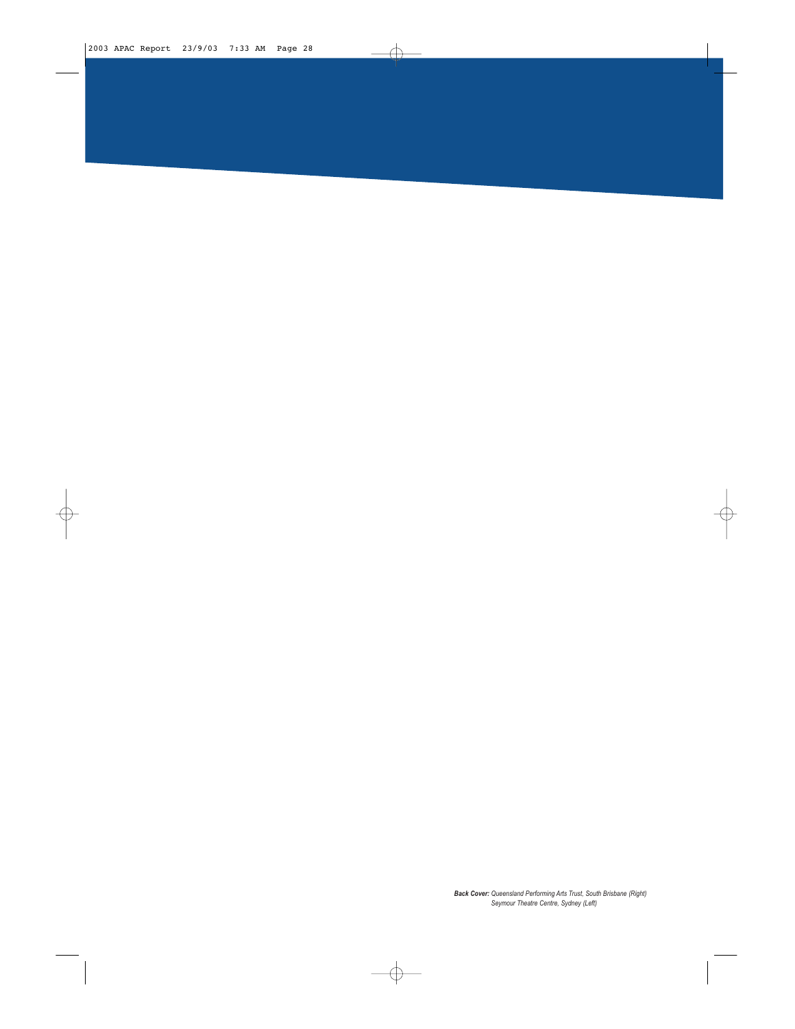***Back Cover:*** *Queensland Performing Arts Trust, South Brisbane (Right)*
*Seymour Theatre Centre, Sydney (Left)*